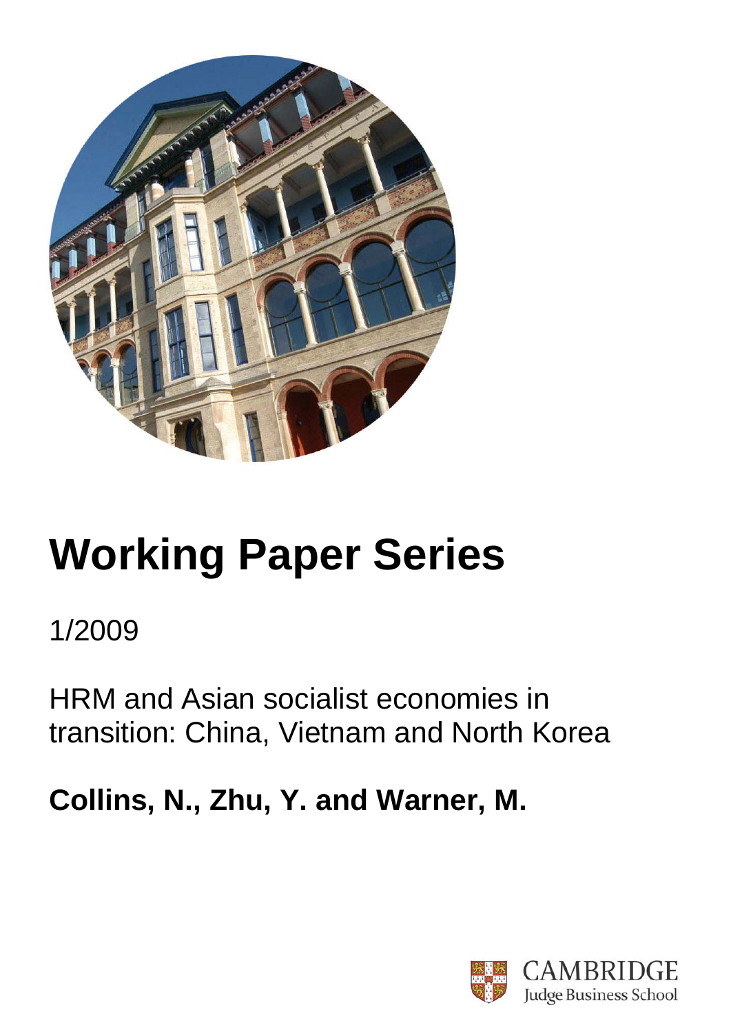# Working Paper Series

1/2009

HRM and Asian socialist economies in transition: China, Vietnam and North Korea

**Collins, N., Zhu, Y. and Warner, M.**

CAMBRIDGE
Judge Business School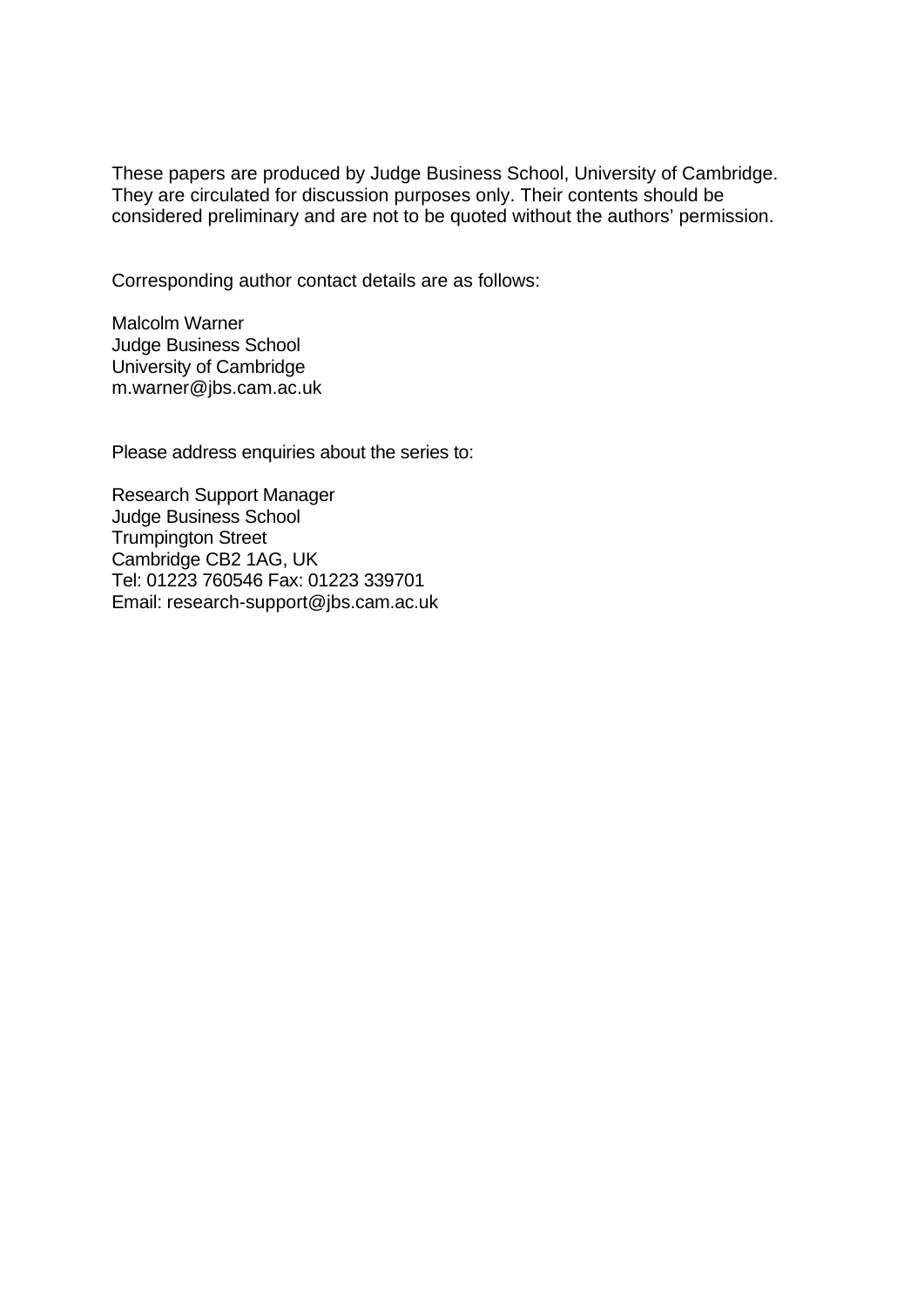These papers are produced by Judge Business School, University of Cambridge. They are circulated for discussion purposes only. Their contents should be considered preliminary and are not to be quoted without the authors' permission.

Corresponding author contact details are as follows:

Malcolm Warner  
Judge Business School  
University of Cambridge  
m.warner@jbs.cam.ac.uk

Please address enquiries about the series to:

Research Support Manager  
Judge Business School  
Trumpington Street  
Cambridge CB2 1AG, UK  
Tel: 01223 760546 Fax: 01223 339701  
Email: research-support@jbs.cam.ac.uk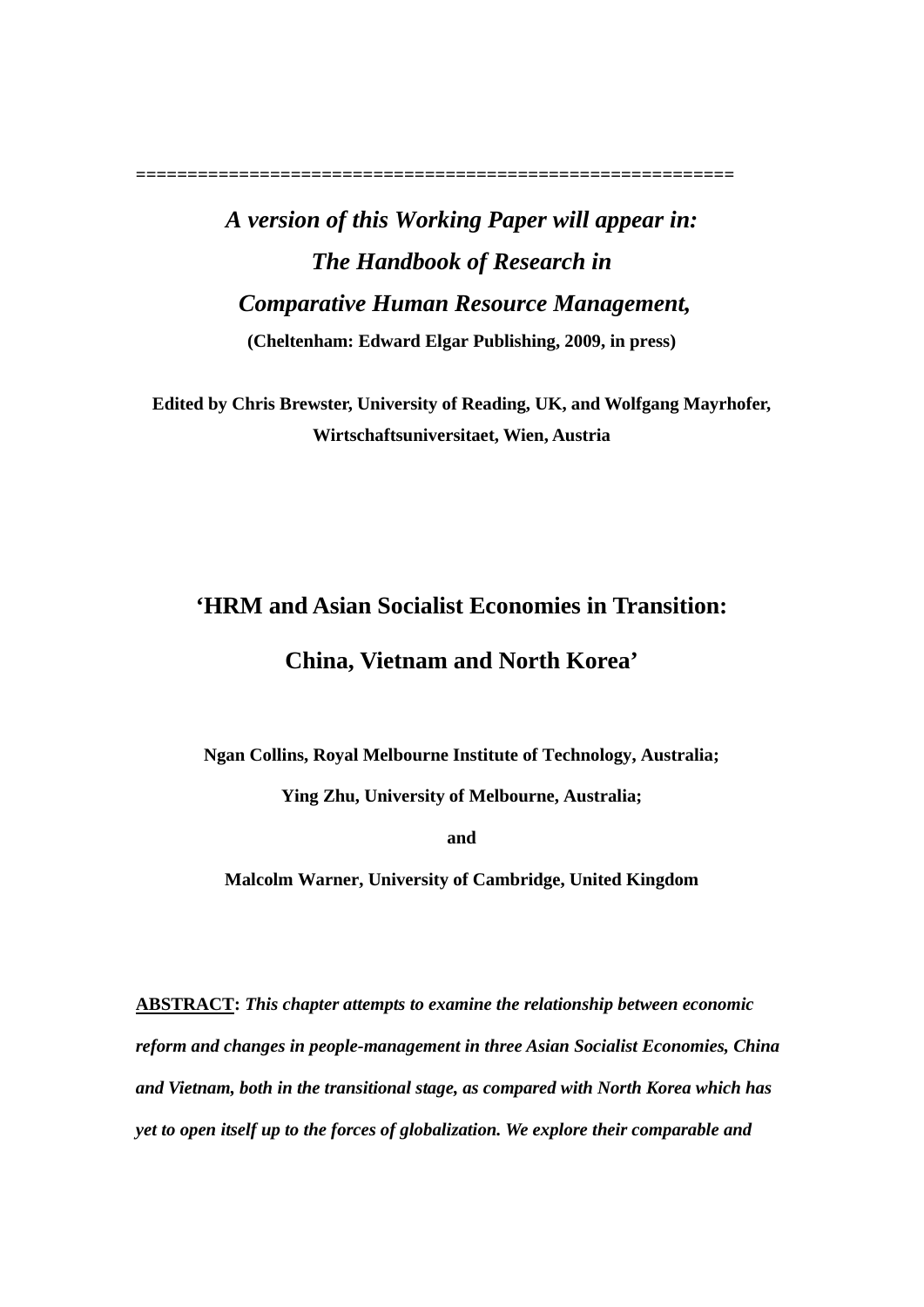=========================================================

***A version of this Working Paper will appear in:***

***The Handbook of Research in***

***Comparative Human Resource Management,***

**(Cheltenham: Edward Elgar Publishing, 2009, in press)**

**Edited by Chris Brewster, University of Reading, UK, and Wolfgang Mayrhofer, Wirtschaftsuniversitaet, Wien, Austria**

# 'HRM and Asian Socialist Economies in Transition: China, Vietnam and North Korea'

**Ngan Collins, Royal Melbourne Institute of Technology, Australia;**

**Ying Zhu, University of Melbourne, Australia;**

**and**

**Malcolm Warner, University of Cambridge, United Kingdom**

**ABSTRACT:** ***This chapter attempts to examine the relationship between economic reform and changes in people-management in three Asian Socialist Economies, China and Vietnam, both in the transitional stage, as compared with North Korea which has yet to open itself up to the forces of globalization. We explore their comparable and***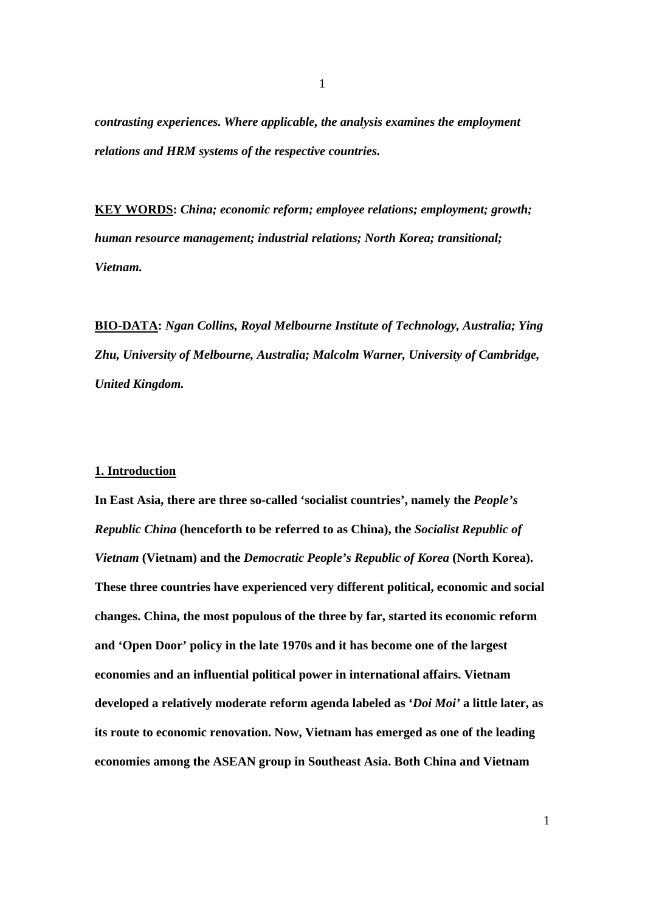***contrasting experiences. Where applicable, the analysis examines the employment relations and HRM systems of the respective countries.***

**<u>KEY WORDS</u>:** ***China; economic reform; employee relations; employment; growth; human resource management; industrial relations; North Korea; transitional; Vietnam.***

**<u>BIO-DATA</u>:** ***Ngan Collins, Royal Melbourne Institute of Technology, Australia; Ying Zhu, University of Melbourne, Australia; Malcolm Warner, University of Cambridge, United Kingdom.***

## 1. Introduction

**In East Asia, there are three so-called 'socialist countries', namely the *People's Republic China* (henceforth to be referred to as China), the *Socialist Republic of Vietnam* (Vietnam) and the *Democratic People's Republic of Korea* (North Korea). These three countries have experienced very different political, economic and social changes. China, the most populous of the three by far, started its economic reform and 'Open Door' policy in the late 1970s and it has become one of the largest economies and an influential political power in international affairs. Vietnam developed a relatively moderate reform agenda labeled as '*Doi Moi*' a little later, as its route to economic renovation. Now, Vietnam has emerged as one of the leading economies among the ASEAN group in Southeast Asia. Both China and Vietnam**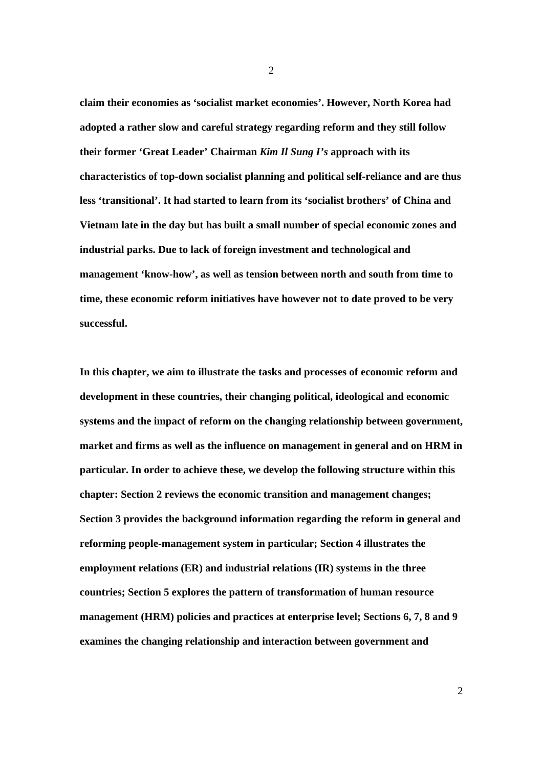**claim their economies as 'socialist market economies'. However, North Korea had adopted a rather slow and careful strategy regarding reform and they still follow their former 'Great Leader' Chairman *Kim Il Sung I's* approach with its characteristics of top-down socialist planning and political self-reliance and are thus less 'transitional'. It had started to learn from its 'socialist brothers' of China and Vietnam late in the day but has built a small number of special economic zones and industrial parks. Due to lack of foreign investment and technological and management 'know-how', as well as tension between north and south from time to time, these economic reform initiatives have however not to date proved to be very successful.**

**In this chapter, we aim to illustrate the tasks and processes of economic reform and development in these countries, their changing political, ideological and economic systems and the impact of reform on the changing relationship between government, market and firms as well as the influence on management in general and on HRM in particular. In order to achieve these, we develop the following structure within this chapter: Section 2 reviews the economic transition and management changes; Section 3 provides the background information regarding the reform in general and reforming people-management system in particular; Section 4 illustrates the employment relations (ER) and industrial relations (IR) systems in the three countries; Section 5 explores the pattern of transformation of human resource management (HRM) policies and practices at enterprise level; Sections 6, 7, 8 and 9 examines the changing relationship and interaction between government and**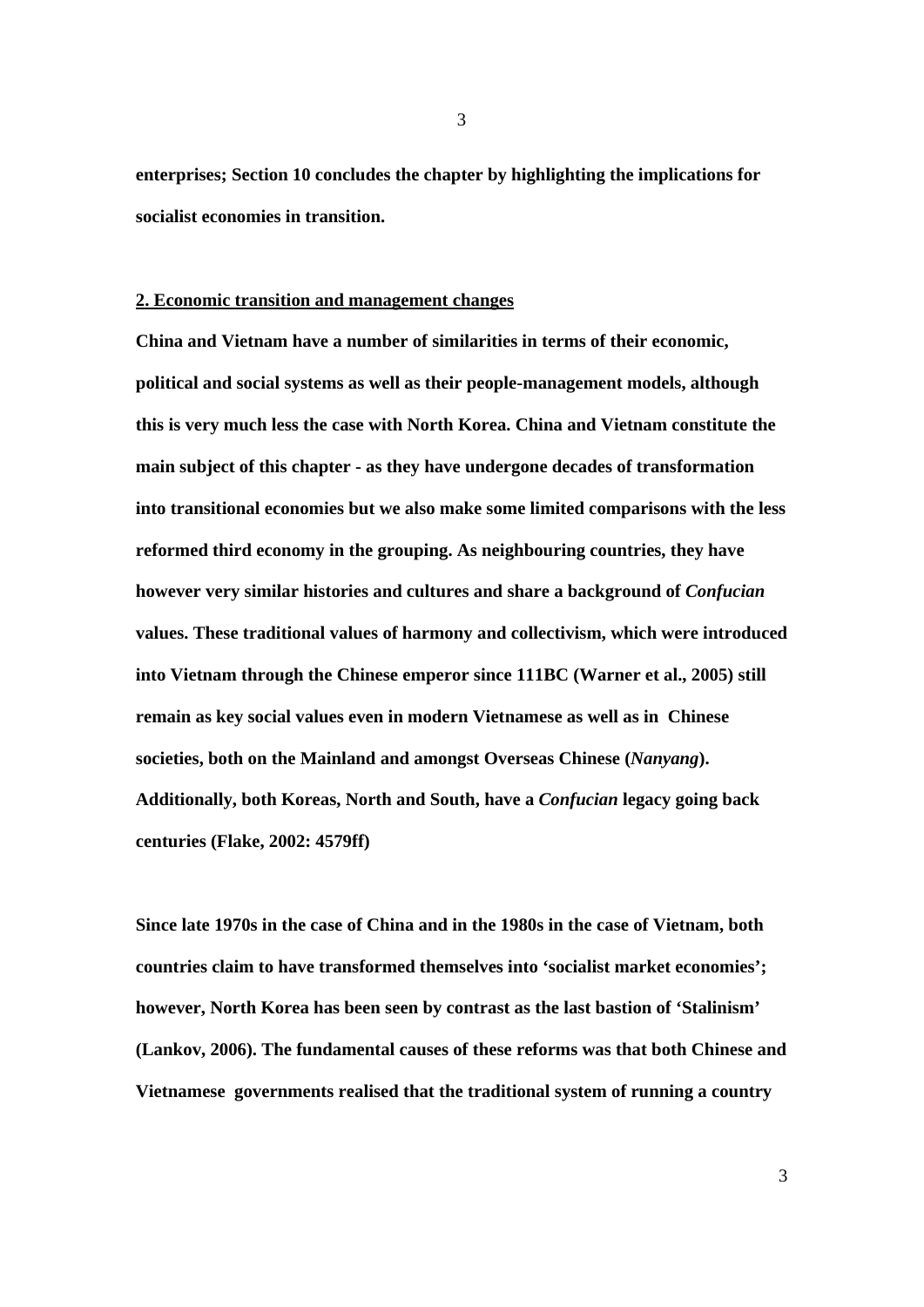**enterprises; Section 10 concludes the chapter by highlighting the implications for socialist economies in transition.**

## 2. Economic transition and management changes

**China and Vietnam have a number of similarities in terms of their economic, political and social systems as well as their people-management models, although this is very much less the case with North Korea. China and Vietnam constitute the main subject of this chapter - as they have undergone decades of transformation into transitional economies but we also make some limited comparisons with the less reformed third economy in the grouping. As neighbouring countries, they have however very similar histories and cultures and share a background of *Confucian* values. These traditional values of harmony and collectivism, which were introduced into Vietnam through the Chinese emperor since 111BC (Warner et al., 2005) still remain as key social values even in modern Vietnamese as well as in Chinese societies, both on the Mainland and amongst Overseas Chinese (*Nanyang*). Additionally, both Koreas, North and South, have a *Confucian* legacy going back centuries (Flake, 2002: 4579ff)**

**Since late 1970s in the case of China and in the 1980s in the case of Vietnam, both countries claim to have transformed themselves into 'socialist market economies'; however, North Korea has been seen by contrast as the last bastion of 'Stalinism' (Lankov, 2006). The fundamental causes of these reforms was that both Chinese and Vietnamese governments realised that the traditional system of running a country**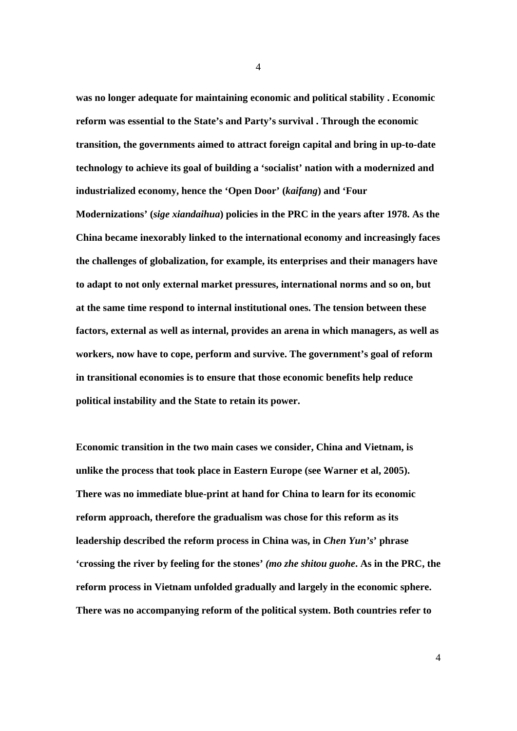**was no longer adequate for maintaining economic and political stability . Economic reform was essential to the State's and Party's survival . Through the economic transition, the governments aimed to attract foreign capital and bring in up-to-date technology to achieve its goal of building a 'socialist' nation with a modernized and industrialized economy, hence the 'Open Door' (*kaifang*) and 'Four Modernizations' (*sige xiandaihua*) policies in the PRC in the years after 1978. As the China became inexorably linked to the international economy and increasingly faces the challenges of globalization, for example, its enterprises and their managers have to adapt to not only external market pressures, international norms and so on, but at the same time respond to internal institutional ones. The tension between these factors, external as well as internal, provides an arena in which managers, as well as workers, now have to cope, perform and survive. The government's goal of reform in transitional economies is to ensure that those economic benefits help reduce political instability and the State to retain its power.**

**Economic transition in the two main cases we consider, China and Vietnam, is unlike the process that took place in Eastern Europe (see Warner et al, 2005). There was no immediate blue-print at hand for China to learn for its economic reform approach, therefore the gradualism was chose for this reform as its leadership described the reform process in China was, in *Chen Yun's*' phrase 'crossing the river by feeling for the stones' *(mo zhe shitou guohe*. As in the PRC, the reform process in Vietnam unfolded gradually and largely in the economic sphere. There was no accompanying reform of the political system. Both countries refer to**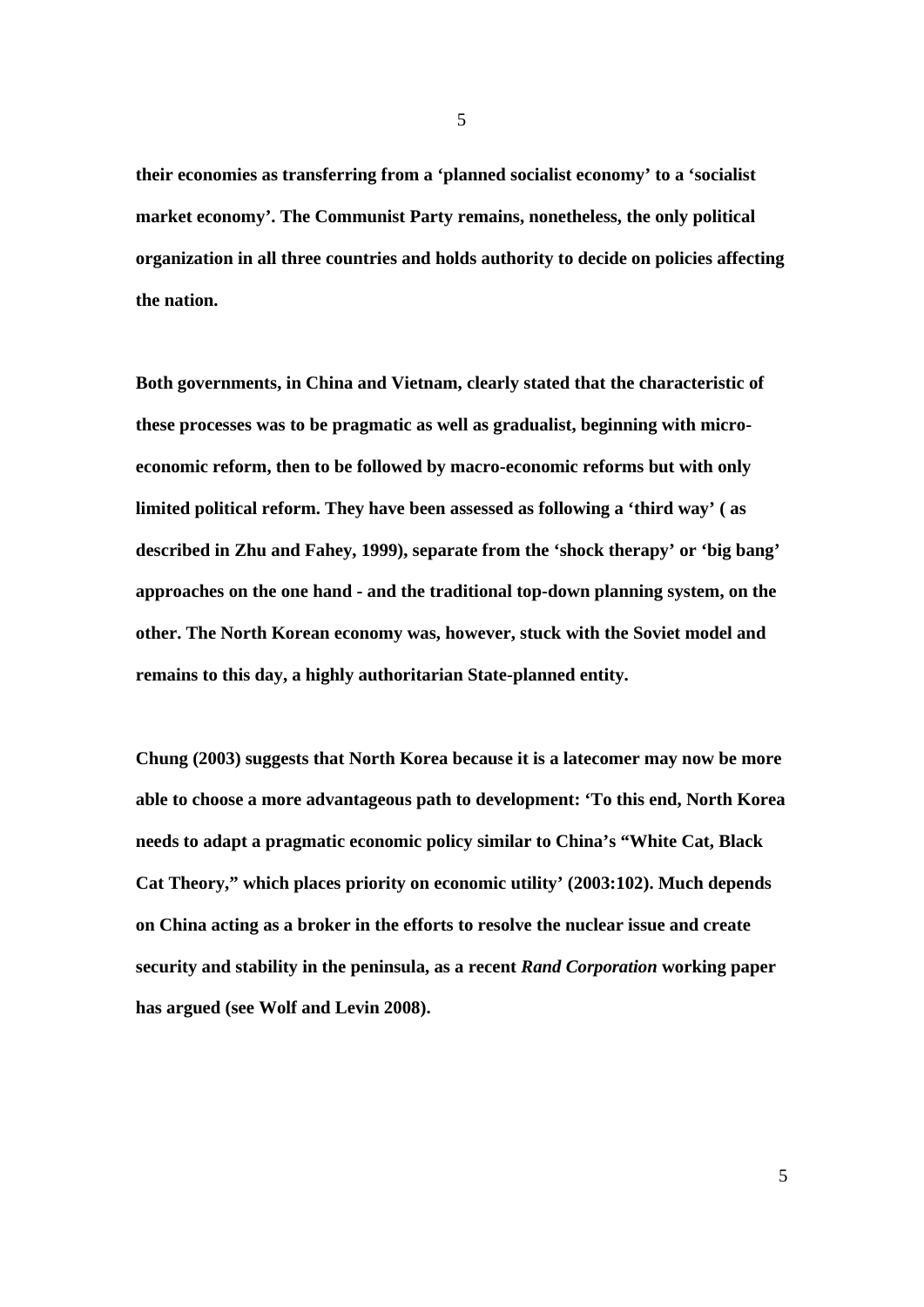**their economies as transferring from a 'planned socialist economy' to a 'socialist market economy'. The Communist Party remains, nonetheless, the only political organization in all three countries and holds authority to decide on policies affecting the nation.**

**Both governments, in China and Vietnam, clearly stated that the characteristic of these processes was to be pragmatic as well as gradualist, beginning with micro-economic reform, then to be followed by macro-economic reforms but with only limited political reform. They have been assessed as following a 'third way' ( as described in Zhu and Fahey, 1999), separate from the 'shock therapy' or 'big bang' approaches on the one hand - and the traditional top-down planning system, on the other. The North Korean economy was, however, stuck with the Soviet model and remains to this day, a highly authoritarian State-planned entity.**

**Chung (2003) suggests that North Korea because it is a latecomer may now be more able to choose a more advantageous path to development: 'To this end, North Korea needs to adapt a pragmatic economic policy similar to China's "White Cat, Black Cat Theory," which places priority on economic utility' (2003:102). Much depends on China acting as a broker in the efforts to resolve the nuclear issue and create security and stability in the peninsula, as a recent *Rand Corporation* working paper has argued (see Wolf and Levin 2008).**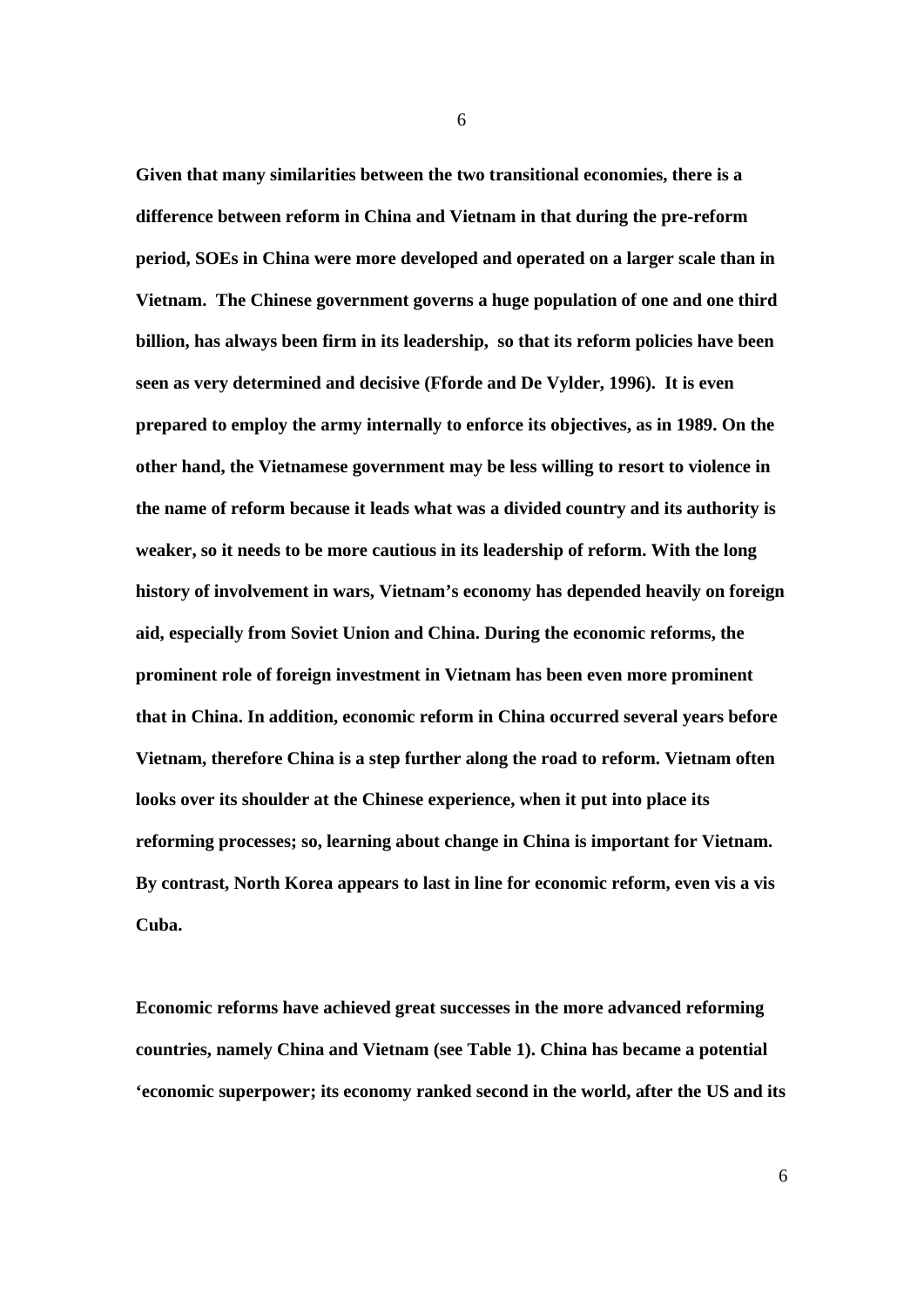**Given that many similarities between the two transitional economies, there is a difference between reform in China and Vietnam in that during the pre-reform period, SOEs in China were more developed and operated on a larger scale than in Vietnam. The Chinese government governs a huge population of one and one third billion, has always been firm in its leadership, so that its reform policies have been seen as very determined and decisive (Fforde and De Vylder, 1996). It is even prepared to employ the army internally to enforce its objectives, as in 1989. On the other hand, the Vietnamese government may be less willing to resort to violence in the name of reform because it leads what was a divided country and its authority is weaker, so it needs to be more cautious in its leadership of reform. With the long history of involvement in wars, Vietnam's economy has depended heavily on foreign aid, especially from Soviet Union and China. During the economic reforms, the prominent role of foreign investment in Vietnam has been even more prominent that in China. In addition, economic reform in China occurred several years before Vietnam, therefore China is a step further along the road to reform. Vietnam often looks over its shoulder at the Chinese experience, when it put into place its reforming processes; so, learning about change in China is important for Vietnam. By contrast, North Korea appears to last in line for economic reform, even vis a vis Cuba.**

**Economic reforms have achieved great successes in the more advanced reforming countries, namely China and Vietnam (see Table 1). China has became a potential 'economic superpower; its economy ranked second in the world, after the US and its**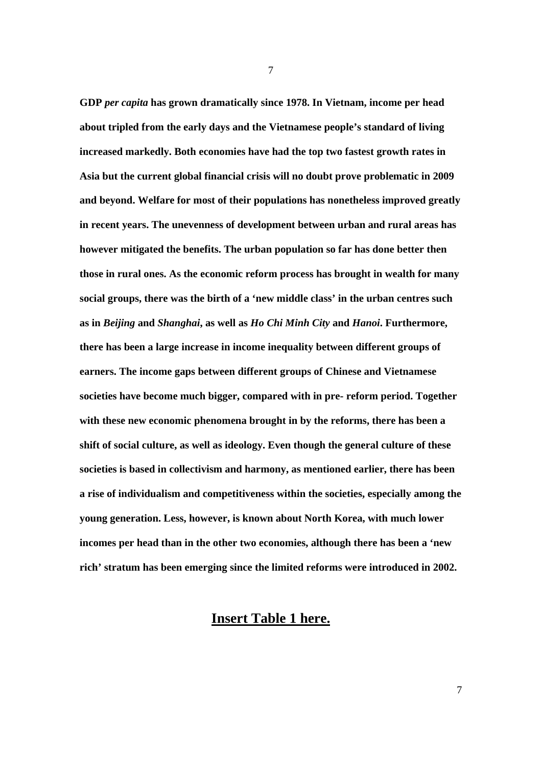**GDP *per capita* has grown dramatically since 1978. In Vietnam, income per head about tripled from the early days and the Vietnamese people's standard of living increased markedly. Both economies have had the top two fastest growth rates in Asia but the current global financial crisis will no doubt prove problematic in 2009 and beyond. Welfare for most of their populations has nonetheless improved greatly in recent years. The unevenness of development between urban and rural areas has however mitigated the benefits. The urban population so far has done better then those in rural ones. As the economic reform process has brought in wealth for many social groups, there was the birth of a 'new middle class' in the urban centres such as in *Beijing* and *Shanghai*, as well as *Ho Chi Minh City* and *Hanoi*. Furthermore, there has been a large increase in income inequality between different groups of earners. The income gaps between different groups of Chinese and Vietnamese societies have become much bigger, compared with in pre- reform period. Together with these new economic phenomena brought in by the reforms, there has been a shift of social culture, as well as ideology. Even though the general culture of these societies is based in collectivism and harmony, as mentioned earlier, there has been a rise of individualism and competitiveness within the societies, especially among the young generation. Less, however, is known about North Korea, with much lower incomes per head than in the other two economies, although there has been a 'new rich' stratum has been emerging since the limited reforms were introduced in 2002.**

**Insert Table 1 here.**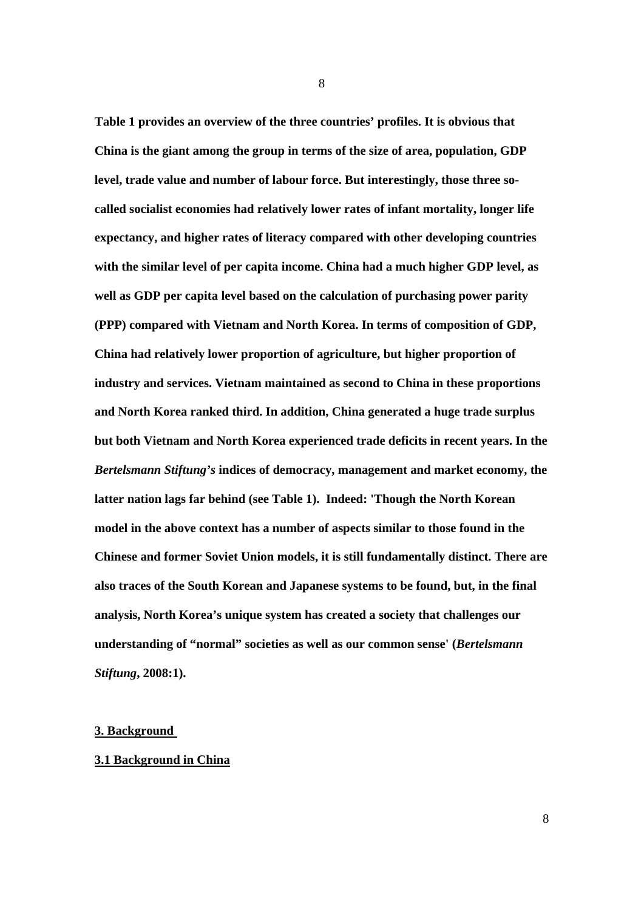**Table 1 provides an overview of the three countries' profiles. It is obvious that China is the giant among the group in terms of the size of area, population, GDP level, trade value and number of labour force. But interestingly, those three so-called socialist economies had relatively lower rates of infant mortality, longer life expectancy, and higher rates of literacy compared with other developing countries with the similar level of per capita income. China had a much higher GDP level, as well as GDP per capita level based on the calculation of purchasing power parity (PPP) compared with Vietnam and North Korea. In terms of composition of GDP, China had relatively lower proportion of agriculture, but higher proportion of industry and services. Vietnam maintained as second to China in these proportions and North Korea ranked third. In addition, China generated a huge trade surplus but both Vietnam and North Korea experienced trade deficits in recent years. In the *Bertelsmann Stiftung's* indices of democracy, management and market economy, the latter nation lags far behind (see Table 1). Indeed: 'Though the North Korean model in the above context has a number of aspects similar to those found in the Chinese and former Soviet Union models, it is still fundamentally distinct. There are also traces of the South Korean and Japanese systems to be found, but, in the final analysis, North Korea's unique system has created a society that challenges our understanding of "normal" societies as well as our common sense' (*Bertelsmann Stiftung*, 2008:1).**

## 3. Background

### 3.1 Background in China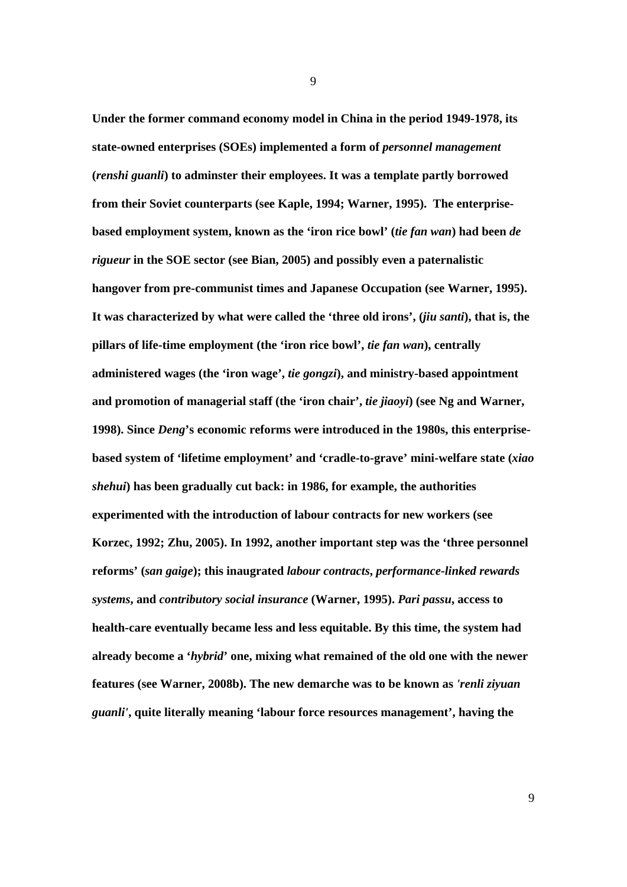**Under the former command economy model in China in the period 1949-1978, its state-owned enterprises (SOEs) implemented a form of *personnel management* (*renshi guanli*) to adminster their employees. It was a template partly borrowed from their Soviet counterparts (see Kaple, 1994; Warner, 1995). The enterprise-based employment system, known as the 'iron rice bowl' (*tie fan wan*) had been *de rigueur* in the SOE sector (see Bian, 2005) and possibly even a paternalistic hangover from pre-communist times and Japanese Occupation (see Warner, 1995). It was characterized by what were called the 'three old irons', (*jiu santi*), that is, the pillars of life-time employment (the 'iron rice bowl', *tie fan wan*), centrally administered wages (the 'iron wage', *tie gongzi*), and ministry-based appointment and promotion of managerial staff (the 'iron chair', *tie jiaoyi*) (see Ng and Warner, 1998). Since *Deng*'s economic reforms were introduced in the 1980s, this enterprise-based system of 'lifetime employment' and 'cradle-to-grave' mini-welfare state (*xiao shehui*) has been gradually cut back: in 1986, for example, the authorities experimented with the introduction of labour contracts for new workers (see Korzec, 1992; Zhu, 2005). In 1992, another important step was the 'three personnel reforms' (*san gaige*); this inaugrated *labour contracts*, *performance-linked rewards systems*, and *contributory social insurance* (Warner, 1995). *Pari passu*, access to health-care eventually became less and less equitable. By this time, the system had already become a '*hybrid*' one, mixing what remained of the old one with the newer features (see Warner, 2008b). The new demarche was to be known as *'renli ziyuan guanli'*, quite literally meaning 'labour force resources management', having the**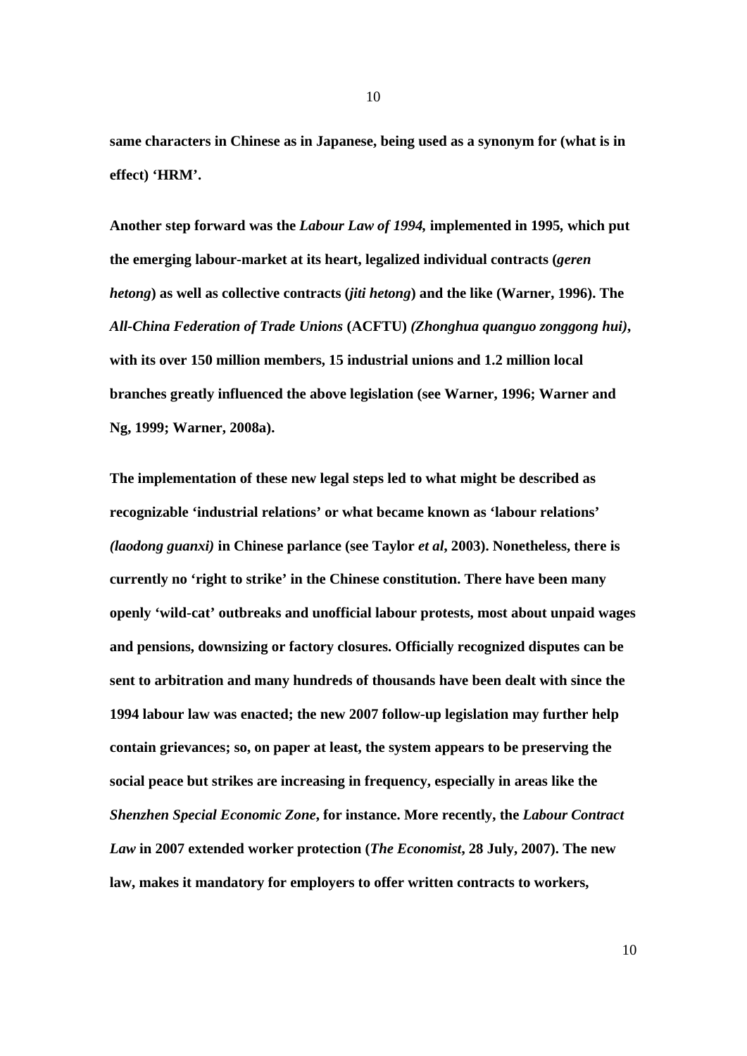**same characters in Chinese as in Japanese, being used as a synonym for (what is in effect) 'HRM'.**

**Another step forward was the *Labour Law of 1994,* implemented in 1995, which put the emerging labour-market at its heart, legalized individual contracts (*geren hetong*) as well as collective contracts (*jiti hetong*) and the like (Warner, 1996). The *All-China Federation of Trade Unions* (ACFTU) *(Zhonghua quanguo zonggong hui)*, with its over 150 million members, 15 industrial unions and 1.2 million local branches greatly influenced the above legislation (see Warner, 1996; Warner and Ng, 1999; Warner, 2008a).**

**The implementation of these new legal steps led to what might be described as recognizable 'industrial relations' or what became known as 'labour relations' *(laodong guanxi)* in Chinese parlance (see Taylor *et al*, 2003). Nonetheless, there is currently no 'right to strike' in the Chinese constitution. There have been many openly 'wild-cat' outbreaks and unofficial labour protests, most about unpaid wages and pensions, downsizing or factory closures. Officially recognized disputes can be sent to arbitration and many hundreds of thousands have been dealt with since the 1994 labour law was enacted; the new 2007 follow-up legislation may further help contain grievances; so, on paper at least, the system appears to be preserving the social peace but strikes are increasing in frequency, especially in areas like the *Shenzhen Special Economic Zone*, for instance. More recently, the *Labour Contract Law* in 2007 extended worker protection (*The Economist*, 28 July, 2007). The new law, makes it mandatory for employers to offer written contracts to workers,**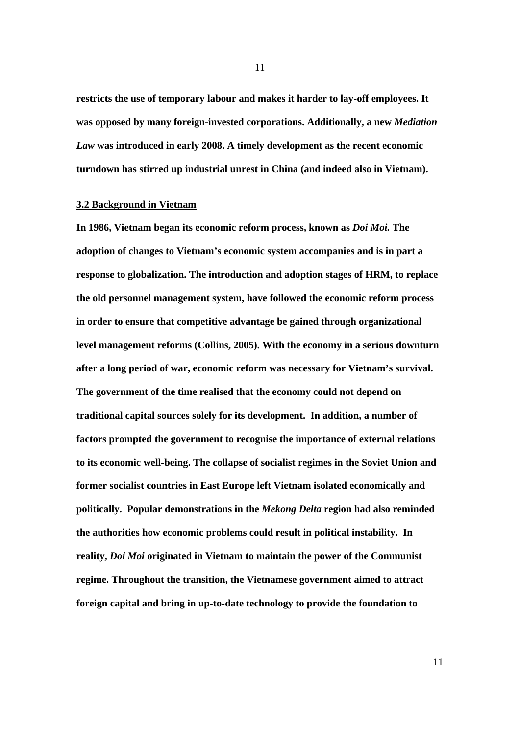**restricts the use of temporary labour and makes it harder to lay-off employees. It was opposed by many foreign-invested corporations. Additionally, a new *Mediation Law* was introduced in early 2008. A timely development as the recent economic turndown has stirred up industrial unrest in China (and indeed also in Vietnam).**

### 3.2 Background in Vietnam

**In 1986, Vietnam began its economic reform process, known as *Doi Moi.* The adoption of changes to Vietnam's economic system accompanies and is in part a response to globalization. The introduction and adoption stages of HRM, to replace the old personnel management system, have followed the economic reform process in order to ensure that competitive advantage be gained through organizational level management reforms (Collins, 2005). With the economy in a serious downturn after a long period of war, economic reform was necessary for Vietnam's survival. The government of the time realised that the economy could not depend on traditional capital sources solely for its development. In addition, a number of factors prompted the government to recognise the importance of external relations to its economic well-being. The collapse of socialist regimes in the Soviet Union and former socialist countries in East Europe left Vietnam isolated economically and politically. Popular demonstrations in the *Mekong Delta* region had also reminded the authorities how economic problems could result in political instability. In reality, *Doi Moi* originated in Vietnam to maintain the power of the Communist regime. Throughout the transition, the Vietnamese government aimed to attract foreign capital and bring in up-to-date technology to provide the foundation to**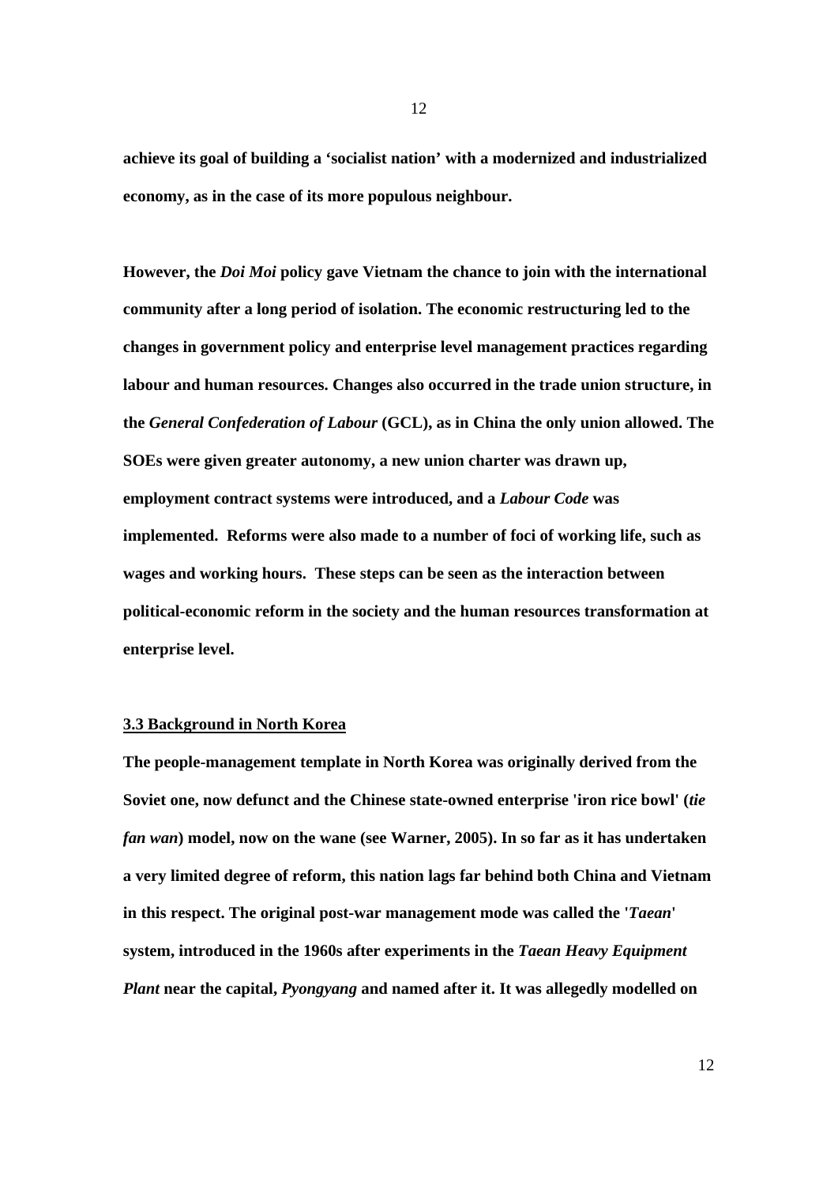**achieve its goal of building a 'socialist nation' with a modernized and industrialized economy, as in the case of its more populous neighbour.**

**However, the *Doi Moi* policy gave Vietnam the chance to join with the international community after a long period of isolation. The economic restructuring led to the changes in government policy and enterprise level management practices regarding labour and human resources. Changes also occurred in the trade union structure, in the *General Confederation of Labour* (GCL), as in China the only union allowed. The SOEs were given greater autonomy, a new union charter was drawn up, employment contract systems were introduced, and a *Labour Code* was implemented. Reforms were also made to a number of foci of working life, such as wages and working hours. These steps can be seen as the interaction between political-economic reform in the society and the human resources transformation at enterprise level.**

### 3.3 Background in North Korea

**The people-management template in North Korea was originally derived from the Soviet one, now defunct and the Chinese state-owned enterprise 'iron rice bowl' (*tie fan wan*) model, now on the wane (see Warner, 2005). In so far as it has undertaken a very limited degree of reform, this nation lags far behind both China and Vietnam in this respect. The original post-war management mode was called the '*Taean*' system, introduced in the 1960s after experiments in the *Taean Heavy Equipment Plant* near the capital, *Pyongyang* and named after it. It was allegedly modelled on**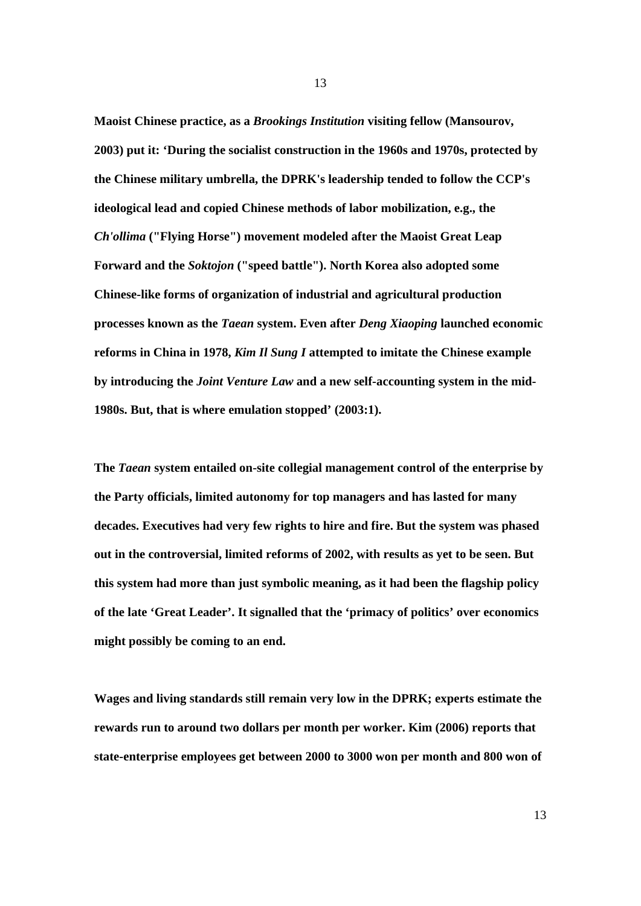**Maoist Chinese practice, as a *Brookings Institution* visiting fellow (Mansourov, 2003) put it: 'During the socialist construction in the 1960s and 1970s, protected by the Chinese military umbrella, the DPRK's leadership tended to follow the CCP's ideological lead and copied Chinese methods of labor mobilization, e.g., the *Ch'ollima* ("Flying Horse") movement modeled after the Maoist Great Leap Forward and the *Soktojon* ("speed battle"). North Korea also adopted some Chinese-like forms of organization of industrial and agricultural production processes known as the *Taean* system. Even after *Deng Xiaoping* launched economic reforms in China in 1978, *Kim Il Sung I* attempted to imitate the Chinese example by introducing the *Joint Venture Law* and a new self-accounting system in the mid-1980s. But, that is where emulation stopped' (2003:1).**

**The *Taean* system entailed on-site collegial management control of the enterprise by the Party officials, limited autonomy for top managers and has lasted for many decades. Executives had very few rights to hire and fire. But the system was phased out in the controversial, limited reforms of 2002, with results as yet to be seen. But this system had more than just symbolic meaning, as it had been the flagship policy of the late 'Great Leader'. It signalled that the 'primacy of politics' over economics might possibly be coming to an end.**

**Wages and living standards still remain very low in the DPRK; experts estimate the rewards run to around two dollars per month per worker. Kim (2006) reports that state-enterprise employees get between 2000 to 3000 won per month and 800 won of**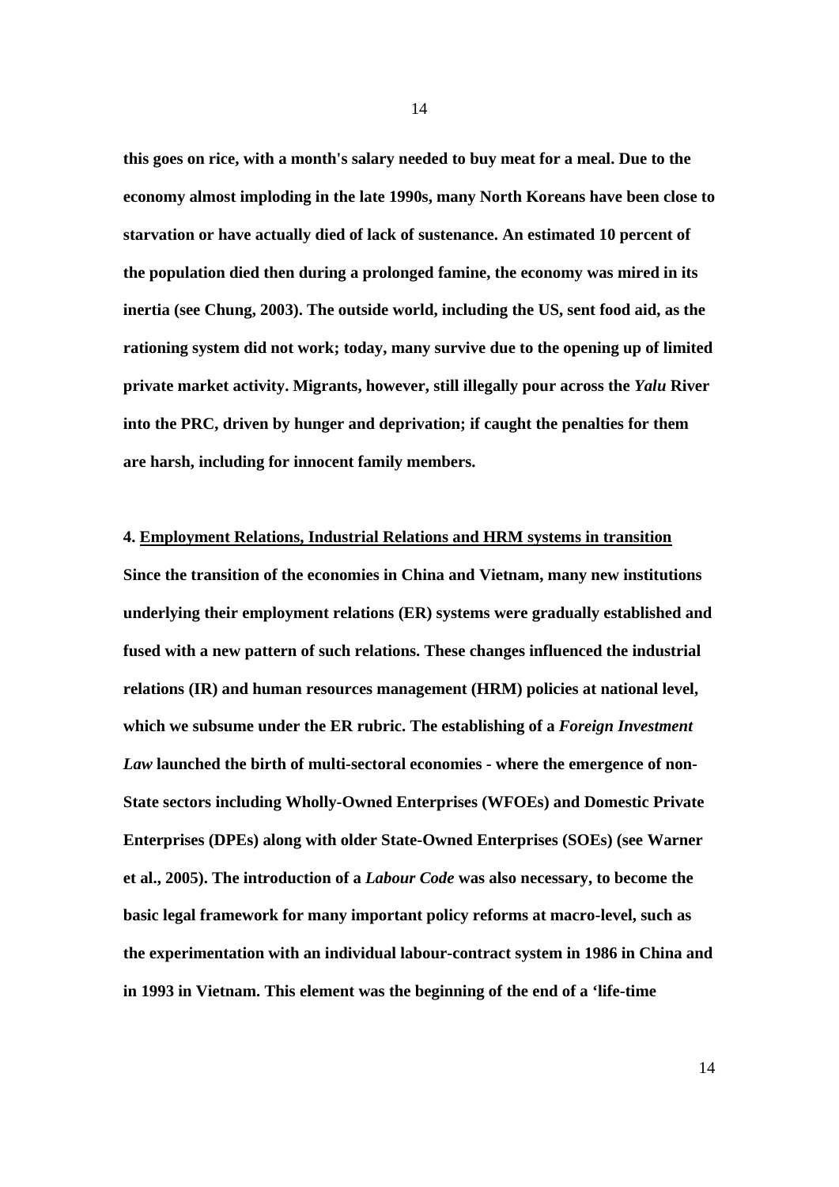**this goes on rice, with a month's salary needed to buy meat for a meal. Due to the economy almost imploding in the late 1990s, many North Koreans have been close to starvation or have actually died of lack of sustenance. An estimated 10 percent of the population died then during a prolonged famine, the economy was mired in its inertia (see Chung, 2003). The outside world, including the US, sent food aid, as the rationing system did not work; today, many survive due to the opening up of limited private market activity. Migrants, however, still illegally pour across the *Yalu* River into the PRC, driven by hunger and deprivation; if caught the penalties for them are harsh, including for innocent family members.**

## **4. Employment Relations, Industrial Relations and HRM systems in transition**

**Since the transition of the economies in China and Vietnam, many new institutions underlying their employment relations (ER) systems were gradually established and fused with a new pattern of such relations. These changes influenced the industrial relations (IR) and human resources management (HRM) policies at national level, which we subsume under the ER rubric. The establishing of a *Foreign Investment Law* launched the birth of multi-sectoral economies - where the emergence of non-State sectors including Wholly-Owned Enterprises (WFOEs) and Domestic Private Enterprises (DPEs) along with older State-Owned Enterprises (SOEs) (see Warner et al., 2005). The introduction of a *Labour Code* was also necessary, to become the basic legal framework for many important policy reforms at macro-level, such as the experimentation with an individual labour-contract system in 1986 in China and in 1993 in Vietnam. This element was the beginning of the end of a 'life-time**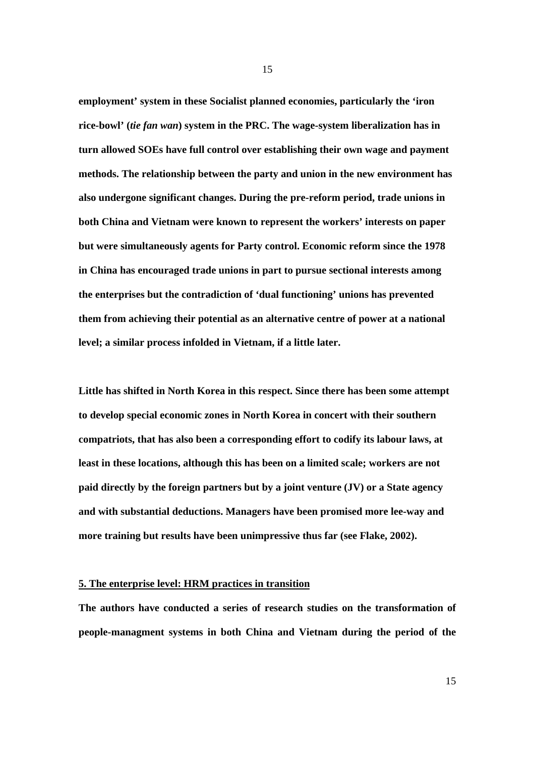**employment' system in these Socialist planned economies, particularly the 'iron rice-bowl' (*tie fan wan*) system in the PRC. The wage-system liberalization has in turn allowed SOEs have full control over establishing their own wage and payment methods. The relationship between the party and union in the new environment has also undergone significant changes. During the pre-reform period, trade unions in both China and Vietnam were known to represent the workers' interests on paper but were simultaneously agents for Party control. Economic reform since the 1978 in China has encouraged trade unions in part to pursue sectional interests among the enterprises but the contradiction of 'dual functioning' unions has prevented them from achieving their potential as an alternative centre of power at a national level; a similar process infolded in Vietnam, if a little later.**

**Little has shifted in North Korea in this respect. Since there has been some attempt to develop special economic zones in North Korea in concert with their southern compatriots, that has also been a corresponding effort to codify its labour laws, at least in these locations, although this has been on a limited scale; workers are not paid directly by the foreign partners but by a joint venture (JV) or a State agency and with substantial deductions. Managers have been promised more lee-way and more training but results have been unimpressive thus far (see Flake, 2002).**

## 5. The enterprise level: HRM practices in transition

**The authors have conducted a series of research studies on the transformation of people-managment systems in both China and Vietnam during the period of the**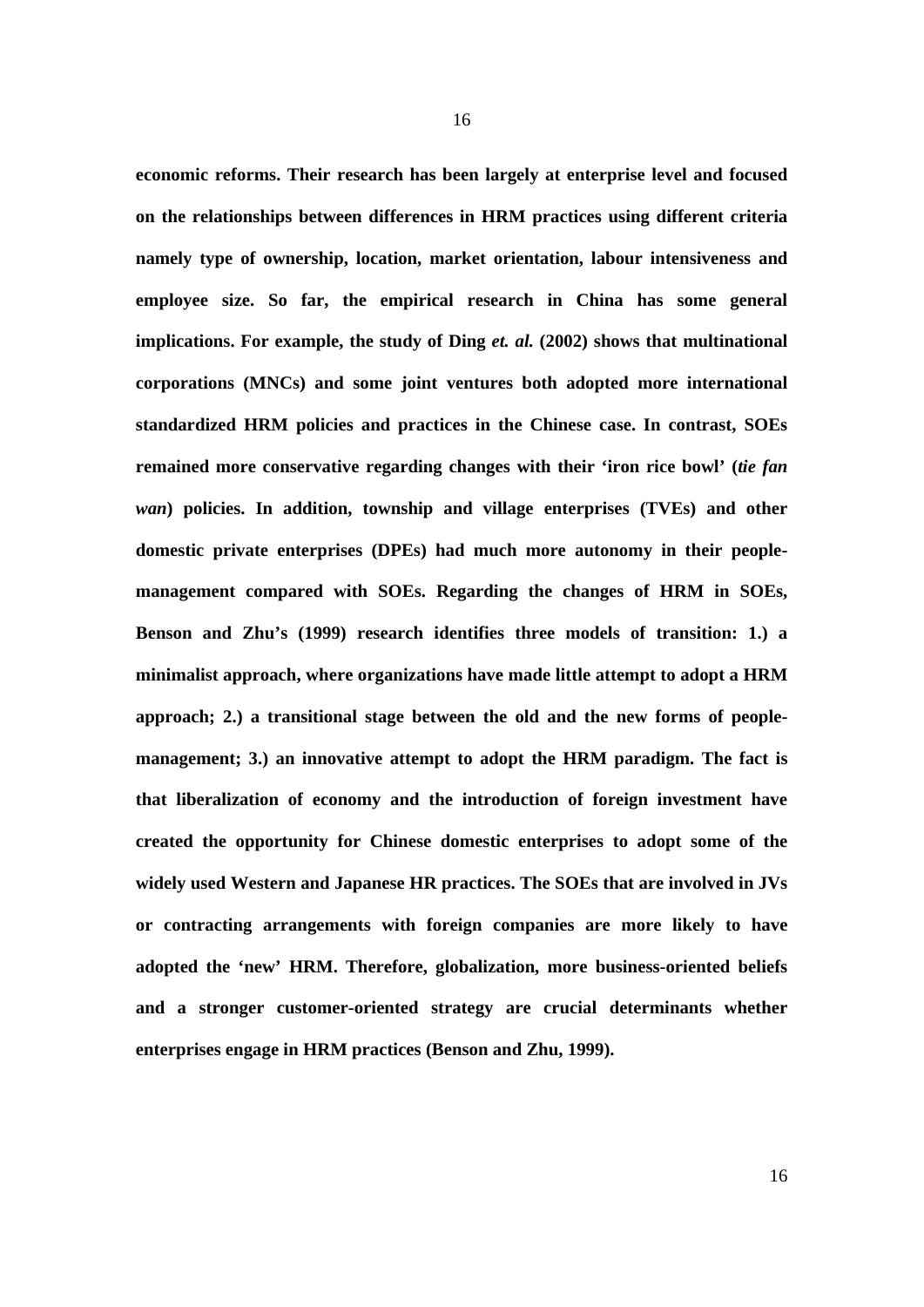**economic reforms. Their research has been largely at enterprise level and focused on the relationships between differences in HRM practices using different criteria namely type of ownership, location, market orientation, labour intensiveness and employee size. So far, the empirical research in China has some general implications. For example, the study of Ding *et. al.* (2002) shows that multinational corporations (MNCs) and some joint ventures both adopted more international standardized HRM policies and practices in the Chinese case. In contrast, SOEs remained more conservative regarding changes with their 'iron rice bowl' (*tie fan wan*) policies. In addition, township and village enterprises (TVEs) and other domestic private enterprises (DPEs) had much more autonomy in their people-management compared with SOEs. Regarding the changes of HRM in SOEs, Benson and Zhu's (1999) research identifies three models of transition: 1.) a minimalist approach, where organizations have made little attempt to adopt a HRM approach; 2.) a transitional stage between the old and the new forms of people-management; 3.) an innovative attempt to adopt the HRM paradigm. The fact is that liberalization of economy and the introduction of foreign investment have created the opportunity for Chinese domestic enterprises to adopt some of the widely used Western and Japanese HR practices. The SOEs that are involved in JVs or contracting arrangements with foreign companies are more likely to have adopted the 'new' HRM. Therefore, globalization, more business-oriented beliefs and a stronger customer-oriented strategy are crucial determinants whether enterprises engage in HRM practices (Benson and Zhu, 1999).**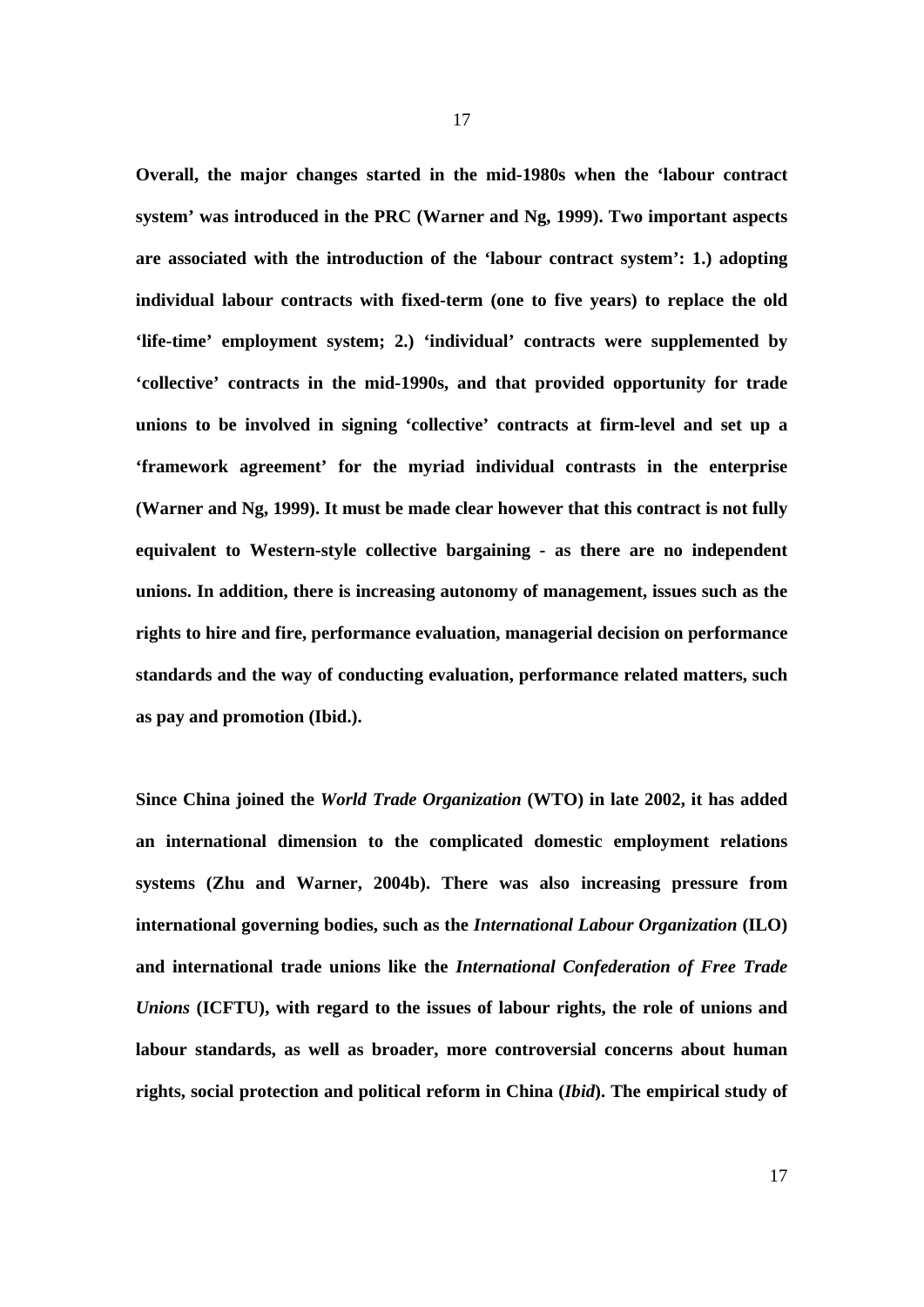**Overall, the major changes started in the mid-1980s when the 'labour contract system' was introduced in the PRC (Warner and Ng, 1999). Two important aspects are associated with the introduction of the 'labour contract system': 1.) adopting individual labour contracts with fixed-term (one to five years) to replace the old 'life-time' employment system; 2.) 'individual' contracts were supplemented by 'collective' contracts in the mid-1990s, and that provided opportunity for trade unions to be involved in signing 'collective' contracts at firm-level and set up a 'framework agreement' for the myriad individual contrasts in the enterprise (Warner and Ng, 1999). It must be made clear however that this contract is not fully equivalent to Western-style collective bargaining - as there are no independent unions. In addition, there is increasing autonomy of management, issues such as the rights to hire and fire, performance evaluation, managerial decision on performance standards and the way of conducting evaluation, performance related matters, such as pay and promotion (Ibid.).**

**Since China joined the *World Trade Organization* (WTO) in late 2002, it has added an international dimension to the complicated domestic employment relations systems (Zhu and Warner, 2004b). There was also increasing pressure from international governing bodies, such as the *International Labour Organization* (ILO) and international trade unions like the *International Confederation of Free Trade Unions* (ICFTU), with regard to the issues of labour rights, the role of unions and labour standards, as well as broader, more controversial concerns about human rights, social protection and political reform in China (*Ibid*). The empirical study of**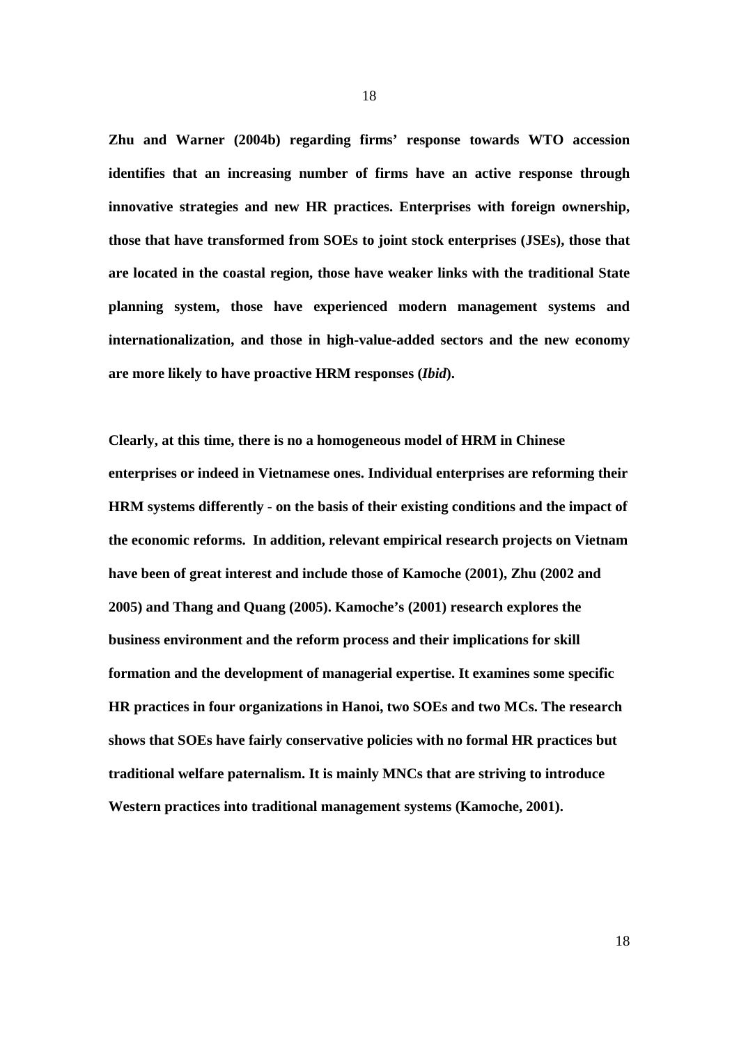**Zhu and Warner (2004b) regarding firms' response towards WTO accession identifies that an increasing number of firms have an active response through innovative strategies and new HR practices. Enterprises with foreign ownership, those that have transformed from SOEs to joint stock enterprises (JSEs), those that are located in the coastal region, those have weaker links with the traditional State planning system, those have experienced modern management systems and internationalization, and those in high-value-added sectors and the new economy are more likely to have proactive HRM responses (*Ibid*).**

**Clearly, at this time, there is no a homogeneous model of HRM in Chinese enterprises or indeed in Vietnamese ones. Individual enterprises are reforming their HRM systems differently - on the basis of their existing conditions and the impact of the economic reforms. In addition, relevant empirical research projects on Vietnam have been of great interest and include those of Kamoche (2001), Zhu (2002 and 2005) and Thang and Quang (2005). Kamoche's (2001) research explores the business environment and the reform process and their implications for skill formation and the development of managerial expertise. It examines some specific HR practices in four organizations in Hanoi, two SOEs and two MCs. The research shows that SOEs have fairly conservative policies with no formal HR practices but traditional welfare paternalism. It is mainly MNCs that are striving to introduce Western practices into traditional management systems (Kamoche, 2001).**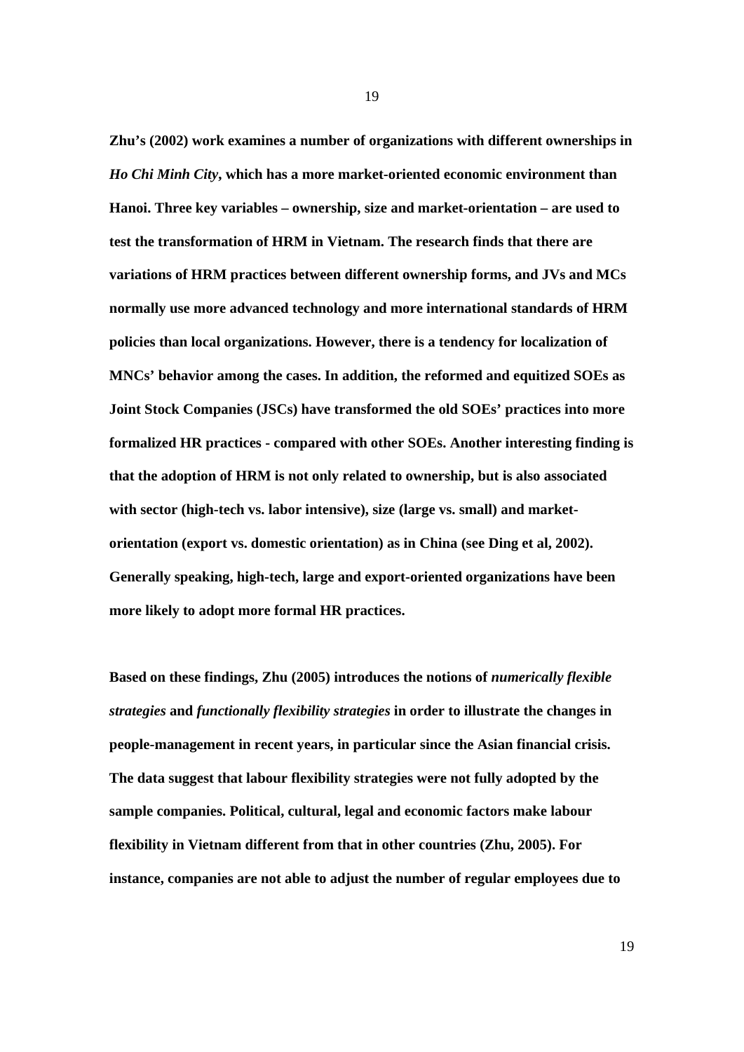**Zhu's (2002) work examines a number of organizations with different ownerships in *Ho Chi Minh City*, which has a more market-oriented economic environment than Hanoi. Three key variables – ownership, size and market-orientation – are used to test the transformation of HRM in Vietnam. The research finds that there are variations of HRM practices between different ownership forms, and JVs and MCs normally use more advanced technology and more international standards of HRM policies than local organizations. However, there is a tendency for localization of MNCs' behavior among the cases. In addition, the reformed and equitized SOEs as Joint Stock Companies (JSCs) have transformed the old SOEs' practices into more formalized HR practices - compared with other SOEs. Another interesting finding is that the adoption of HRM is not only related to ownership, but is also associated with sector (high-tech vs. labor intensive), size (large vs. small) and market-orientation (export vs. domestic orientation) as in China (see Ding et al, 2002). Generally speaking, high-tech, large and export-oriented organizations have been more likely to adopt more formal HR practices.**

**Based on these findings, Zhu (2005) introduces the notions of *numerically flexible strategies* and *functionally flexibility strategies* in order to illustrate the changes in people-management in recent years, in particular since the Asian financial crisis. The data suggest that labour flexibility strategies were not fully adopted by the sample companies. Political, cultural, legal and economic factors make labour flexibility in Vietnam different from that in other countries (Zhu, 2005). For instance, companies are not able to adjust the number of regular employees due to**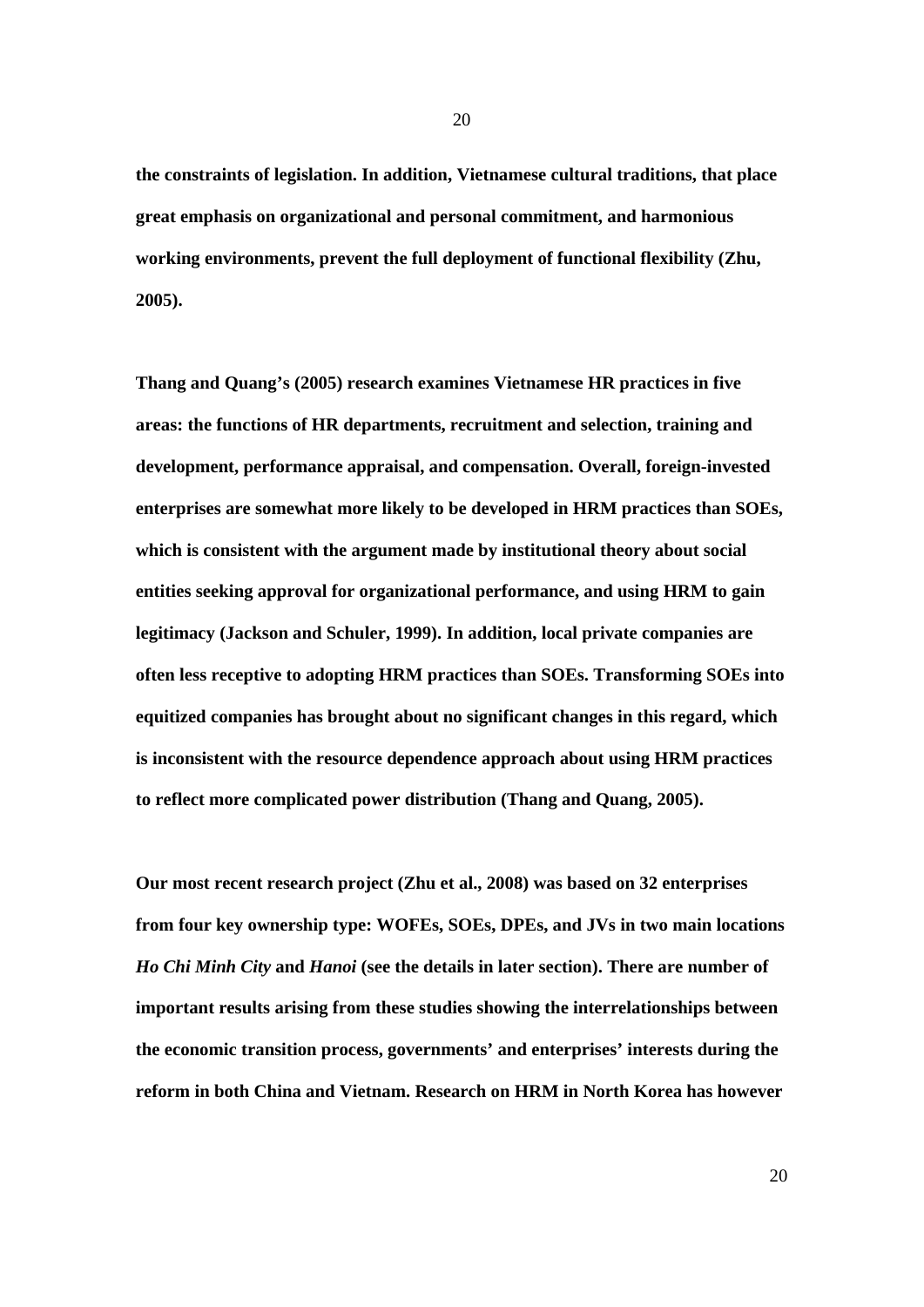**the constraints of legislation. In addition, Vietnamese cultural traditions, that place great emphasis on organizational and personal commitment, and harmonious working environments, prevent the full deployment of functional flexibility (Zhu, 2005).**

**Thang and Quang's (2005) research examines Vietnamese HR practices in five areas: the functions of HR departments, recruitment and selection, training and development, performance appraisal, and compensation. Overall, foreign-invested enterprises are somewhat more likely to be developed in HRM practices than SOEs, which is consistent with the argument made by institutional theory about social entities seeking approval for organizational performance, and using HRM to gain legitimacy (Jackson and Schuler, 1999). In addition, local private companies are often less receptive to adopting HRM practices than SOEs. Transforming SOEs into equitized companies has brought about no significant changes in this regard, which is inconsistent with the resource dependence approach about using HRM practices to reflect more complicated power distribution (Thang and Quang, 2005).**

**Our most recent research project (Zhu et al., 2008) was based on 32 enterprises from four key ownership type: WOFEs, SOEs, DPEs, and JVs in two main locations *Ho Chi Minh City* and *Hanoi* (see the details in later section). There are number of important results arising from these studies showing the interrelationships between the economic transition process, governments' and enterprises' interests during the reform in both China and Vietnam. Research on HRM in North Korea has however**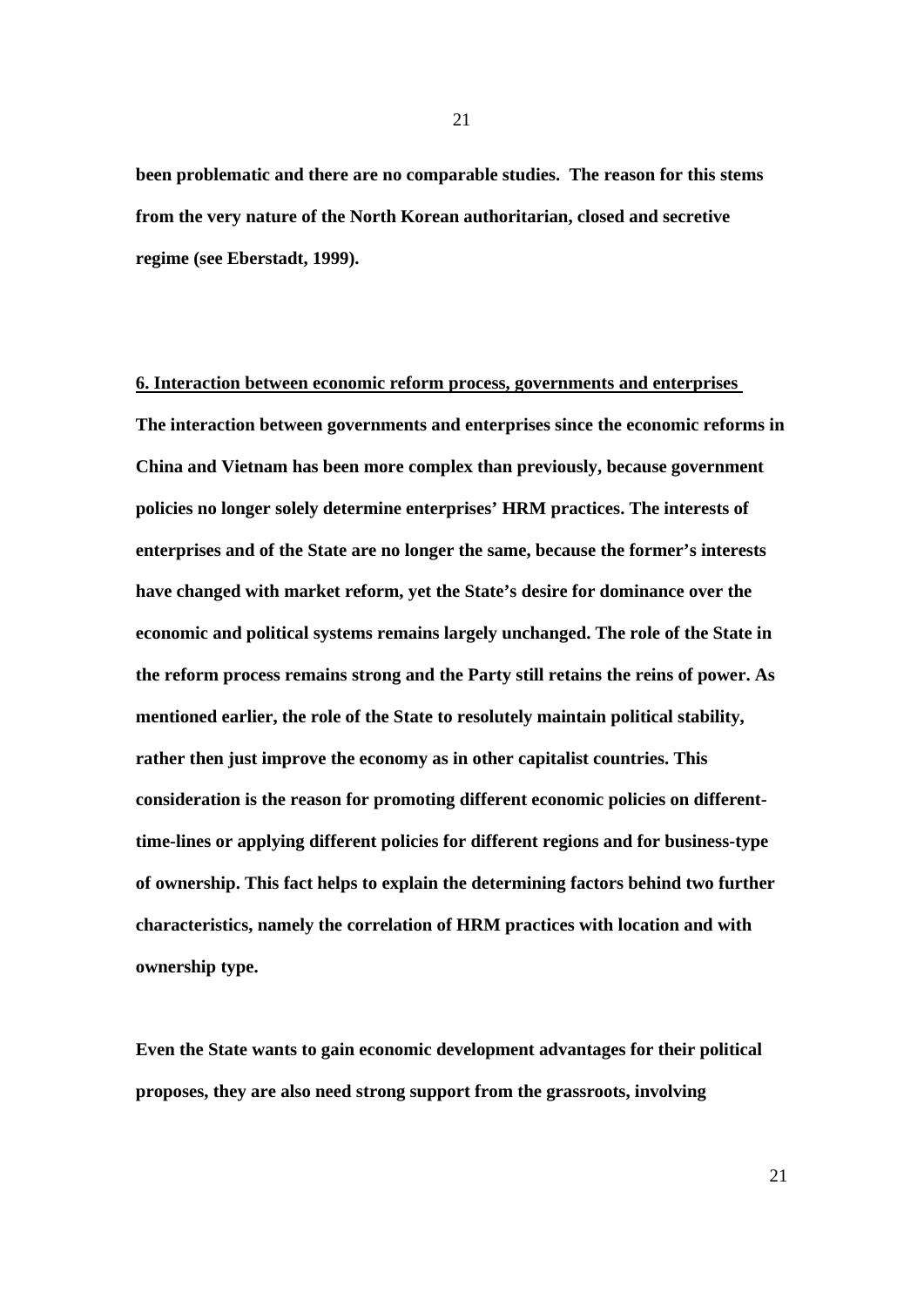**been problematic and there are no comparable studies. The reason for this stems from the very nature of the North Korean authoritarian, closed and secretive regime (see Eberstadt, 1999).**

## 6. Interaction between economic reform process, governments and enterprises

**The interaction between governments and enterprises since the economic reforms in China and Vietnam has been more complex than previously, because government policies no longer solely determine enterprises' HRM practices. The interests of enterprises and of the State are no longer the same, because the former's interests have changed with market reform, yet the State's desire for dominance over the economic and political systems remains largely unchanged. The role of the State in the reform process remains strong and the Party still retains the reins of power. As mentioned earlier, the role of the State to resolutely maintain political stability, rather then just improve the economy as in other capitalist countries. This consideration is the reason for promoting different economic policies on different-time-lines or applying different policies for different regions and for business-type of ownership. This fact helps to explain the determining factors behind two further characteristics, namely the correlation of HRM practices with location and with ownership type.**

**Even the State wants to gain economic development advantages for their political proposes, they are also need strong support from the grassroots, involving**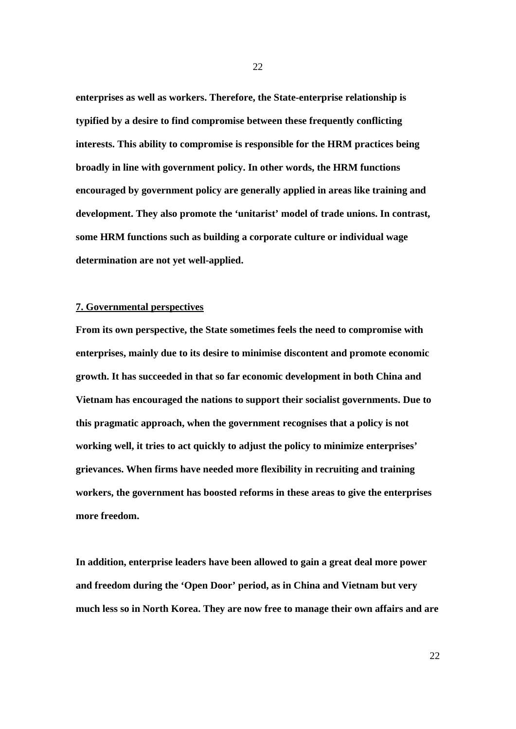**enterprises as well as workers. Therefore, the State-enterprise relationship is typified by a desire to find compromise between these frequently conflicting interests. This ability to compromise is responsible for the HRM practices being broadly in line with government policy. In other words, the HRM functions encouraged by government policy are generally applied in areas like training and development. They also promote the 'unitarist' model of trade unions. In contrast, some HRM functions such as building a corporate culture or individual wage determination are not yet well-applied.**

## 7. Governmental perspectives

**From its own perspective, the State sometimes feels the need to compromise with enterprises, mainly due to its desire to minimise discontent and promote economic growth. It has succeeded in that so far economic development in both China and Vietnam has encouraged the nations to support their socialist governments. Due to this pragmatic approach, when the government recognises that a policy is not working well, it tries to act quickly to adjust the policy to minimize enterprises' grievances. When firms have needed more flexibility in recruiting and training workers, the government has boosted reforms in these areas to give the enterprises more freedom.**

**In addition, enterprise leaders have been allowed to gain a great deal more power and freedom during the 'Open Door' period, as in China and Vietnam but very much less so in North Korea. They are now free to manage their own affairs and are**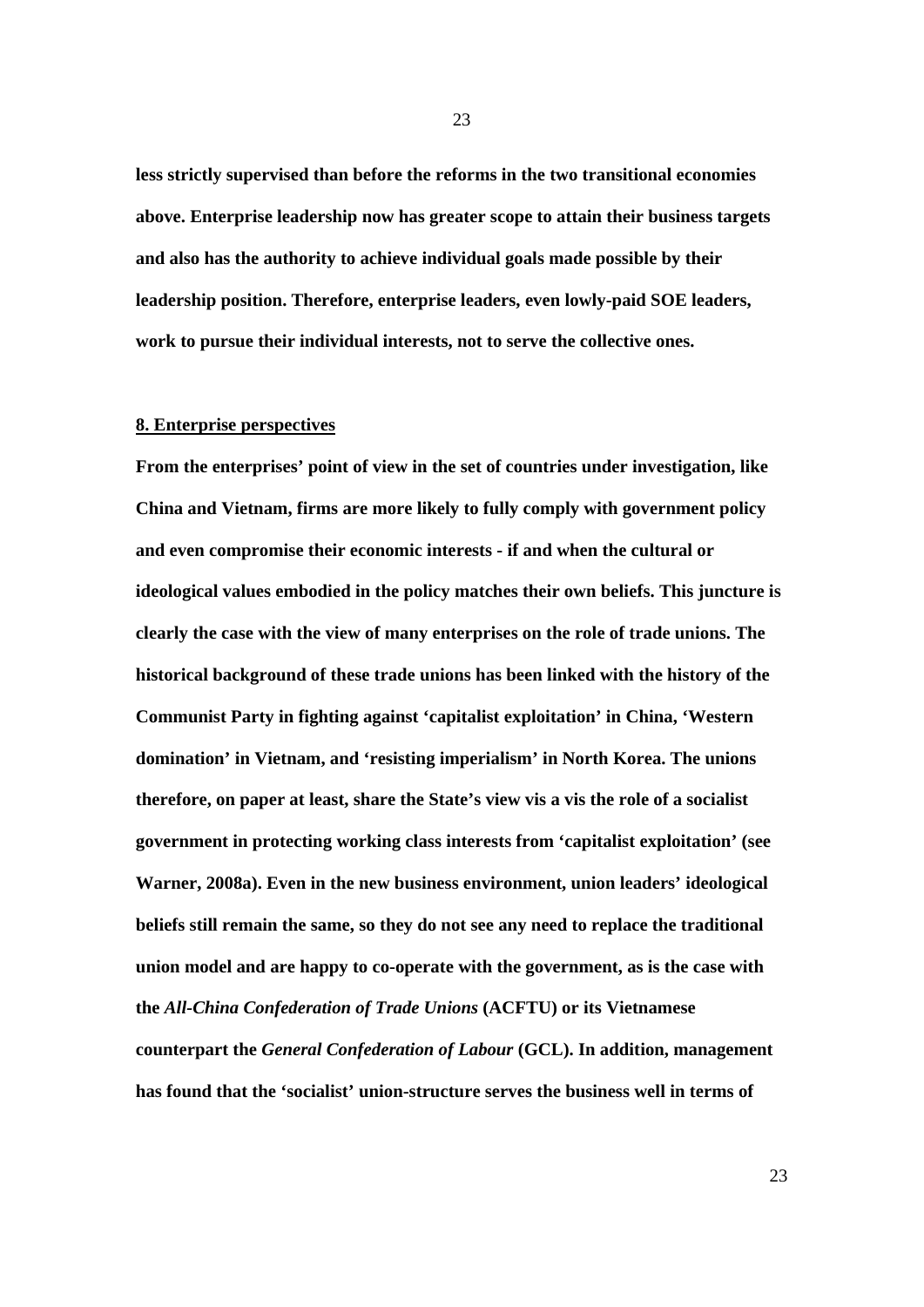**less strictly supervised than before the reforms in the two transitional economies above. Enterprise leadership now has greater scope to attain their business targets and also has the authority to achieve individual goals made possible by their leadership position. Therefore, enterprise leaders, even lowly-paid SOE leaders, work to pursue their individual interests, not to serve the collective ones.**

## 8. Enterprise perspectives

**From the enterprises' point of view in the set of countries under investigation, like China and Vietnam, firms are more likely to fully comply with government policy and even compromise their economic interests - if and when the cultural or ideological values embodied in the policy matches their own beliefs. This juncture is clearly the case with the view of many enterprises on the role of trade unions. The historical background of these trade unions has been linked with the history of the Communist Party in fighting against 'capitalist exploitation' in China, 'Western domination' in Vietnam, and 'resisting imperialism' in North Korea. The unions therefore, on paper at least, share the State's view vis a vis the role of a socialist government in protecting working class interests from 'capitalist exploitation' (see Warner, 2008a). Even in the new business environment, union leaders' ideological beliefs still remain the same, so they do not see any need to replace the traditional union model and are happy to co-operate with the government, as is the case with the *All-China Confederation of Trade Unions* (ACFTU) or its Vietnamese counterpart the *General Confederation of Labour* (GCL). In addition, management has found that the 'socialist' union-structure serves the business well in terms of**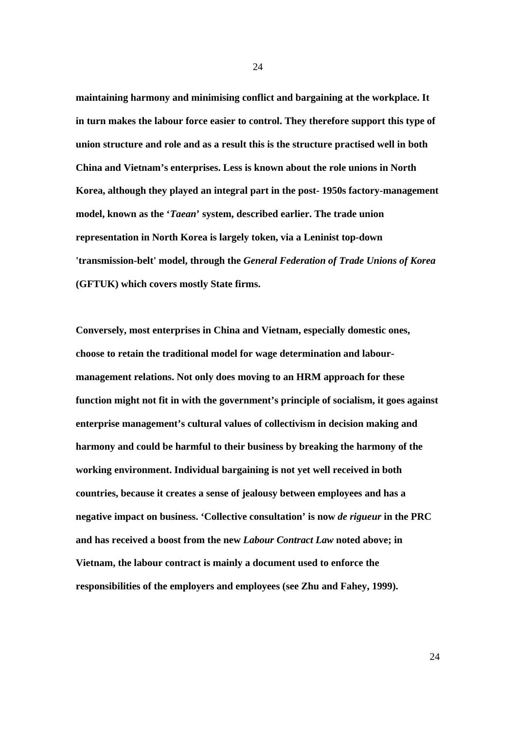**maintaining harmony and minimising conflict and bargaining at the workplace. It in turn makes the labour force easier to control. They therefore support this type of union structure and role and as a result this is the structure practised well in both China and Vietnam's enterprises. Less is known about the role unions in North Korea, although they played an integral part in the post- 1950s factory-management model, known as the '*Taean*' system, described earlier. The trade union representation in North Korea is largely token, via a Leninist top-down 'transmission-belt' model, through the *General Federation of Trade Unions of Korea* (GFTUK) which covers mostly State firms.**

**Conversely, most enterprises in China and Vietnam, especially domestic ones, choose to retain the traditional model for wage determination and labour-management relations. Not only does moving to an HRM approach for these function might not fit in with the government's principle of socialism, it goes against enterprise management's cultural values of collectivism in decision making and harmony and could be harmful to their business by breaking the harmony of the working environment. Individual bargaining is not yet well received in both countries, because it creates a sense of jealousy between employees and has a negative impact on business. 'Collective consultation' is now *de rigueur* in the PRC and has received a boost from the new *Labour Contract Law* noted above; in Vietnam, the labour contract is mainly a document used to enforce the responsibilities of the employers and employees (see Zhu and Fahey, 1999).**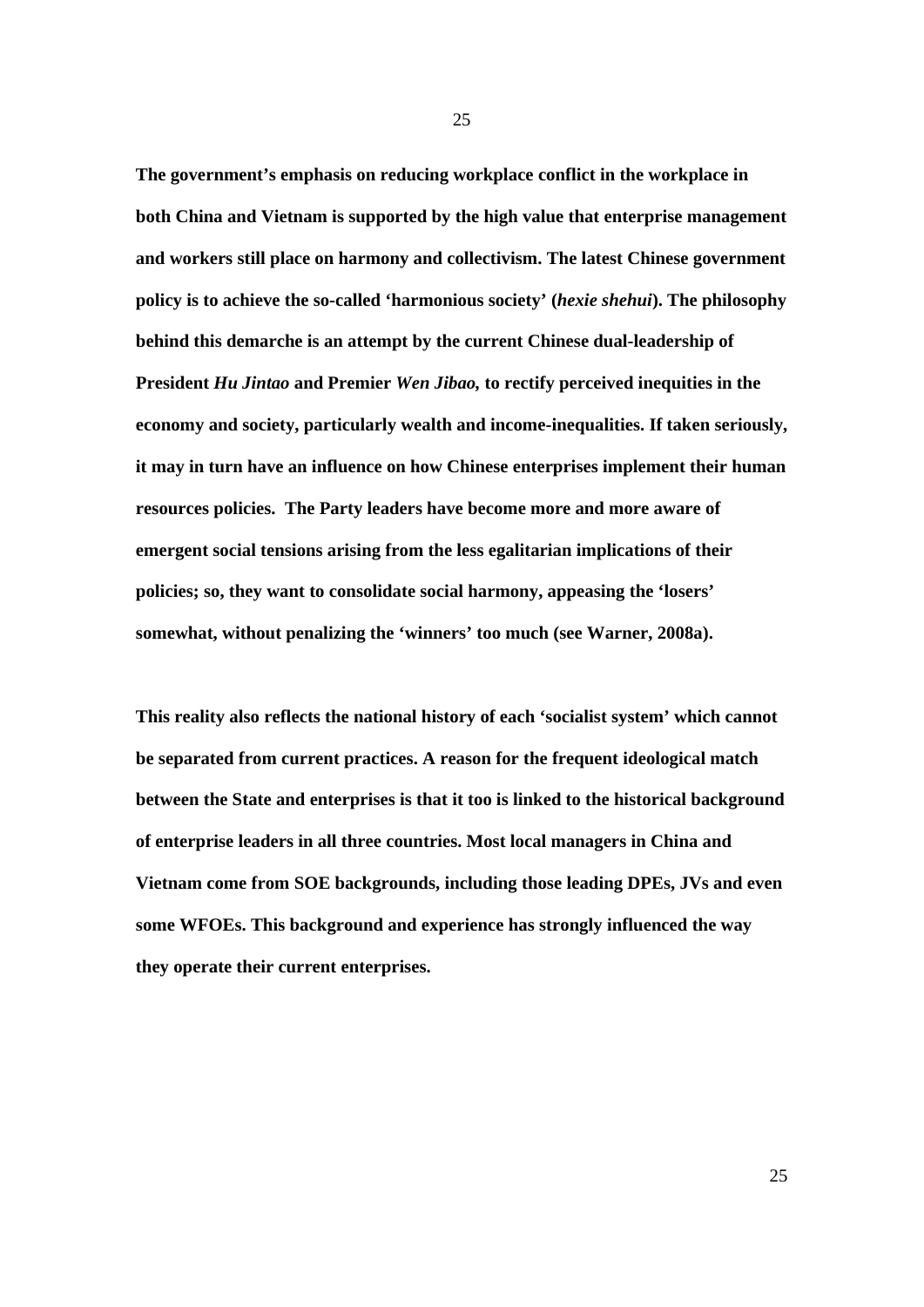**The government's emphasis on reducing workplace conflict in the workplace in both China and Vietnam is supported by the high value that enterprise management and workers still place on harmony and collectivism. The latest Chinese government policy is to achieve the so-called 'harmonious society' (*hexie shehui*). The philosophy behind this demarche is an attempt by the current Chinese dual-leadership of President *Hu Jintao* and Premier *Wen Jibao,* to rectify perceived inequities in the economy and society, particularly wealth and income-inequalities. If taken seriously, it may in turn have an influence on how Chinese enterprises implement their human resources policies. The Party leaders have become more and more aware of emergent social tensions arising from the less egalitarian implications of their policies; so, they want to consolidate social harmony, appeasing the 'losers' somewhat, without penalizing the 'winners' too much (see Warner, 2008a).**

**This reality also reflects the national history of each 'socialist system' which cannot be separated from current practices. A reason for the frequent ideological match between the State and enterprises is that it too is linked to the historical background of enterprise leaders in all three countries. Most local managers in China and Vietnam come from SOE backgrounds, including those leading DPEs, JVs and even some WFOEs. This background and experience has strongly influenced the way they operate their current enterprises.**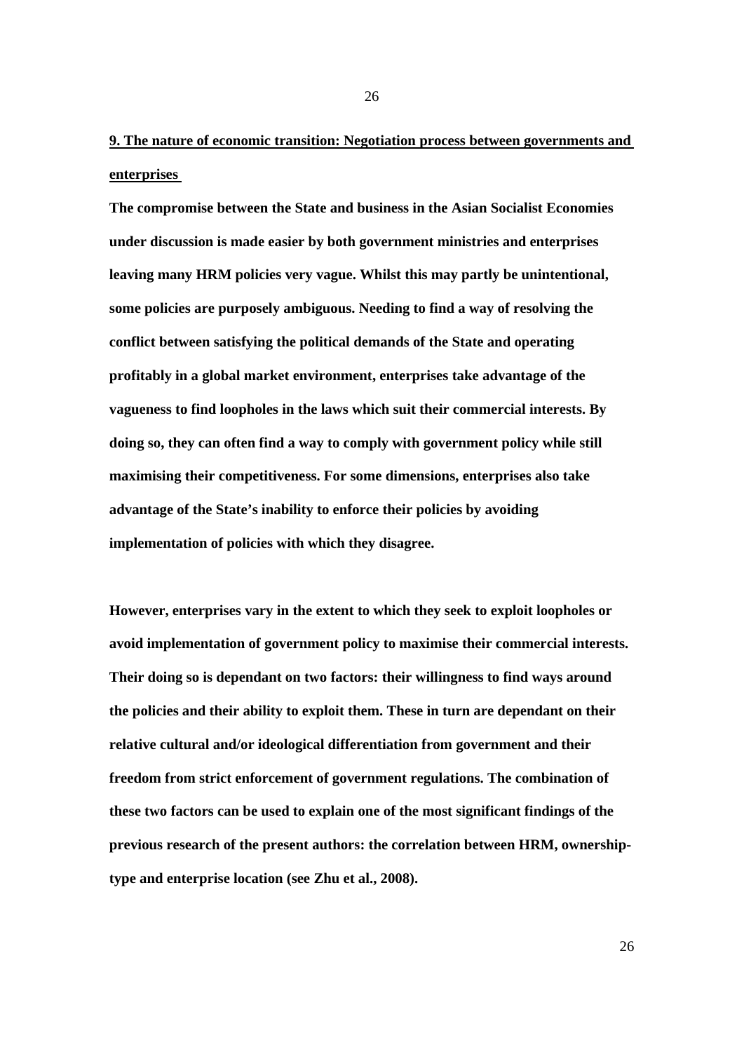## 9. The nature of economic transition: Negotiation process between governments and enterprises

**The compromise between the State and business in the Asian Socialist Economies under discussion is made easier by both government ministries and enterprises leaving many HRM policies very vague. Whilst this may partly be unintentional, some policies are purposely ambiguous. Needing to find a way of resolving the conflict between satisfying the political demands of the State and operating profitably in a global market environment, enterprises take advantage of the vagueness to find loopholes in the laws which suit their commercial interests. By doing so, they can often find a way to comply with government policy while still maximising their competitiveness. For some dimensions, enterprises also take advantage of the State's inability to enforce their policies by avoiding implementation of policies with which they disagree.**

**However, enterprises vary in the extent to which they seek to exploit loopholes or avoid implementation of government policy to maximise their commercial interests. Their doing so is dependant on two factors: their willingness to find ways around the policies and their ability to exploit them. These in turn are dependant on their relative cultural and/or ideological differentiation from government and their freedom from strict enforcement of government regulations. The combination of these two factors can be used to explain one of the most significant findings of the previous research of the present authors: the correlation between HRM, ownership-type and enterprise location (see Zhu et al., 2008).**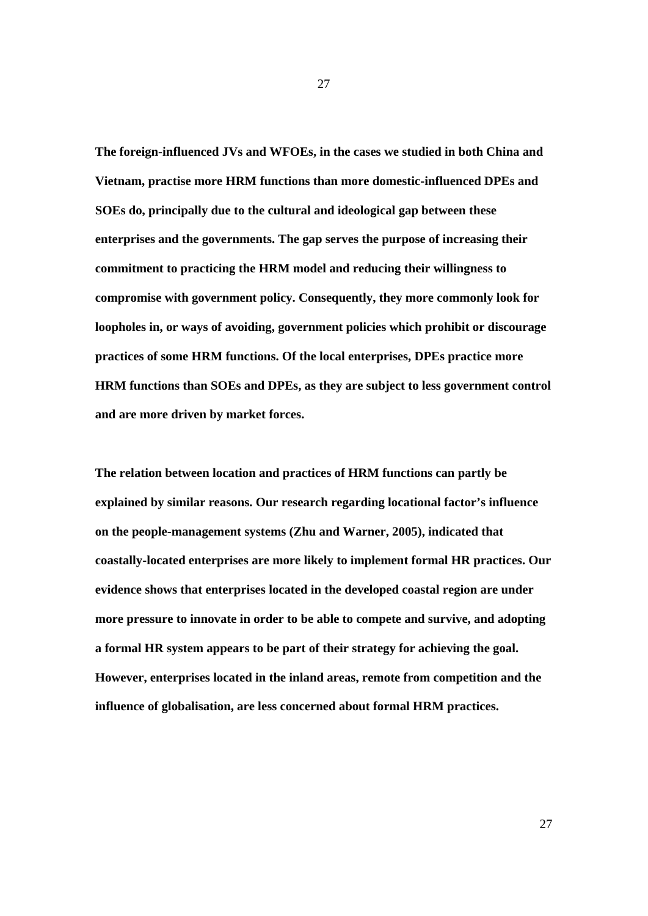**The foreign-influenced JVs and WFOEs, in the cases we studied in both China and Vietnam, practise more HRM functions than more domestic-influenced DPEs and SOEs do, principally due to the cultural and ideological gap between these enterprises and the governments. The gap serves the purpose of increasing their commitment to practicing the HRM model and reducing their willingness to compromise with government policy. Consequently, they more commonly look for loopholes in, or ways of avoiding, government policies which prohibit or discourage practices of some HRM functions. Of the local enterprises, DPEs practice more HRM functions than SOEs and DPEs, as they are subject to less government control and are more driven by market forces.**

**The relation between location and practices of HRM functions can partly be explained by similar reasons. Our research regarding locational factor's influence on the people-management systems (Zhu and Warner, 2005), indicated that coastally-located enterprises are more likely to implement formal HR practices. Our evidence shows that enterprises located in the developed coastal region are under more pressure to innovate in order to be able to compete and survive, and adopting a formal HR system appears to be part of their strategy for achieving the goal. However, enterprises located in the inland areas, remote from competition and the influence of globalisation, are less concerned about formal HRM practices.**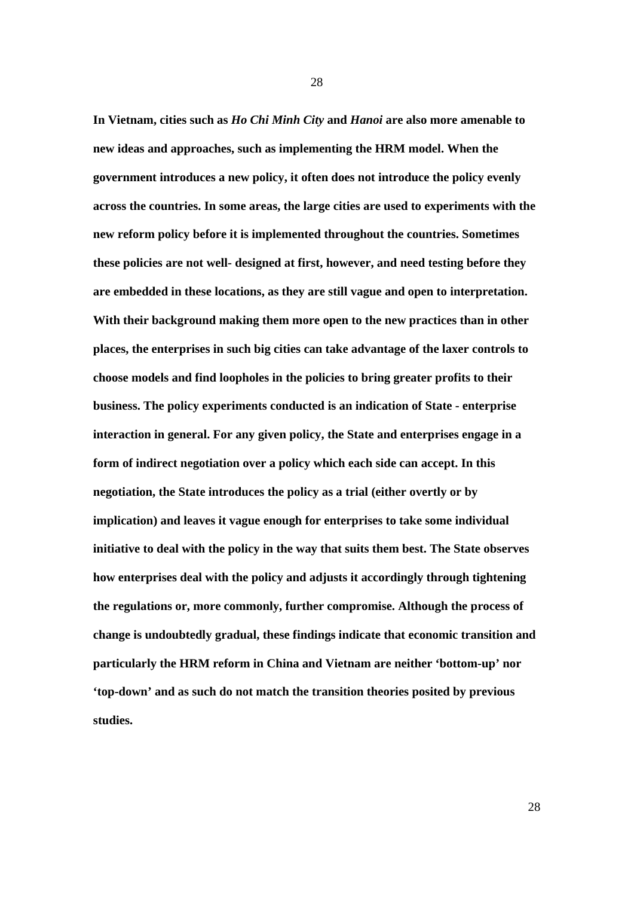**In Vietnam, cities such as *Ho Chi Minh City* and *Hanoi* are also more amenable to new ideas and approaches, such as implementing the HRM model. When the government introduces a new policy, it often does not introduce the policy evenly across the countries. In some areas, the large cities are used to experiments with the new reform policy before it is implemented throughout the countries. Sometimes these policies are not well- designed at first, however, and need testing before they are embedded in these locations, as they are still vague and open to interpretation. With their background making them more open to the new practices than in other places, the enterprises in such big cities can take advantage of the laxer controls to choose models and find loopholes in the policies to bring greater profits to their business. The policy experiments conducted is an indication of State - enterprise interaction in general. For any given policy, the State and enterprises engage in a form of indirect negotiation over a policy which each side can accept. In this negotiation, the State introduces the policy as a trial (either overtly or by implication) and leaves it vague enough for enterprises to take some individual initiative to deal with the policy in the way that suits them best. The State observes how enterprises deal with the policy and adjusts it accordingly through tightening the regulations or, more commonly, further compromise. Although the process of change is undoubtedly gradual, these findings indicate that economic transition and particularly the HRM reform in China and Vietnam are neither 'bottom-up' nor 'top-down' and as such do not match the transition theories posited by previous studies.**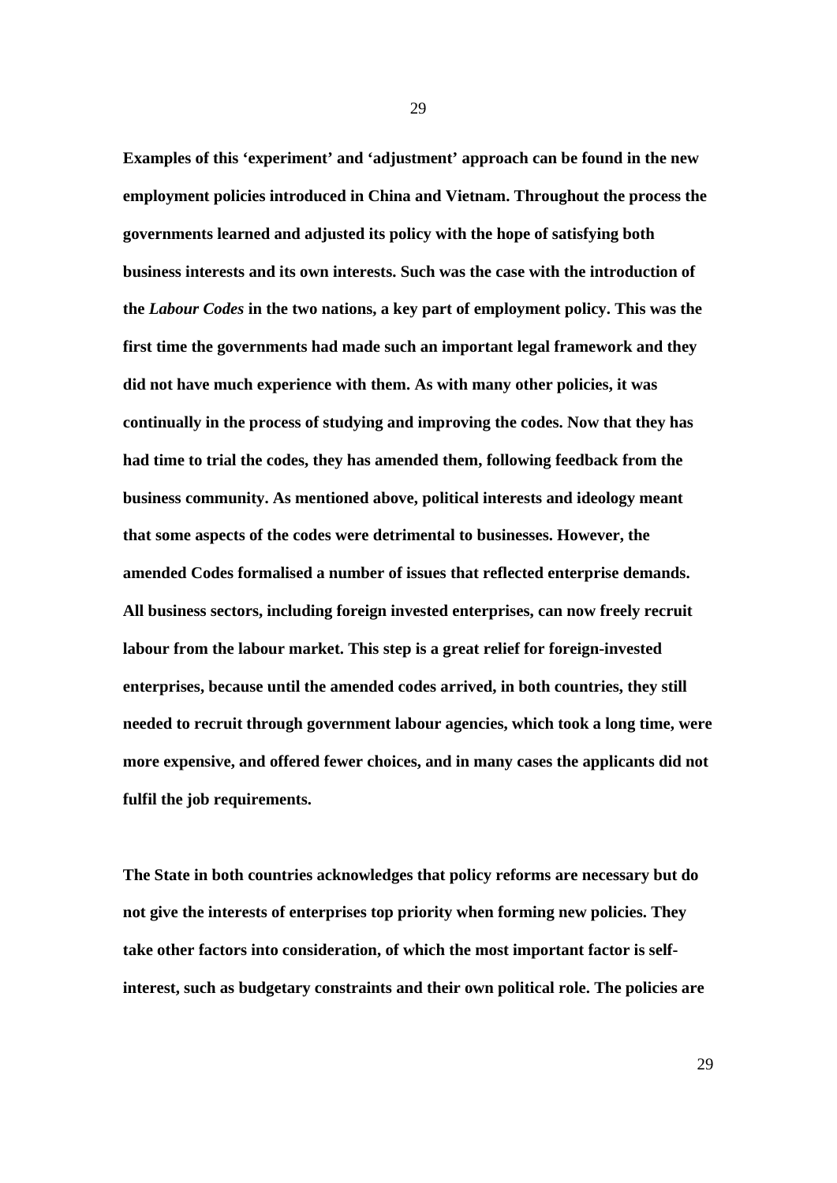**Examples of this 'experiment' and 'adjustment' approach can be found in the new employment policies introduced in China and Vietnam. Throughout the process the governments learned and adjusted its policy with the hope of satisfying both business interests and its own interests. Such was the case with the introduction of the *Labour Codes* in the two nations, a key part of employment policy. This was the first time the governments had made such an important legal framework and they did not have much experience with them. As with many other policies, it was continually in the process of studying and improving the codes. Now that they has had time to trial the codes, they has amended them, following feedback from the business community. As mentioned above, political interests and ideology meant that some aspects of the codes were detrimental to businesses. However, the amended Codes formalised a number of issues that reflected enterprise demands. All business sectors, including foreign invested enterprises, can now freely recruit labour from the labour market. This step is a great relief for foreign-invested enterprises, because until the amended codes arrived, in both countries, they still needed to recruit through government labour agencies, which took a long time, were more expensive, and offered fewer choices, and in many cases the applicants did not fulfil the job requirements.**

**The State in both countries acknowledges that policy reforms are necessary but do not give the interests of enterprises top priority when forming new policies. They take other factors into consideration, of which the most important factor is self-interest, such as budgetary constraints and their own political role. The policies are**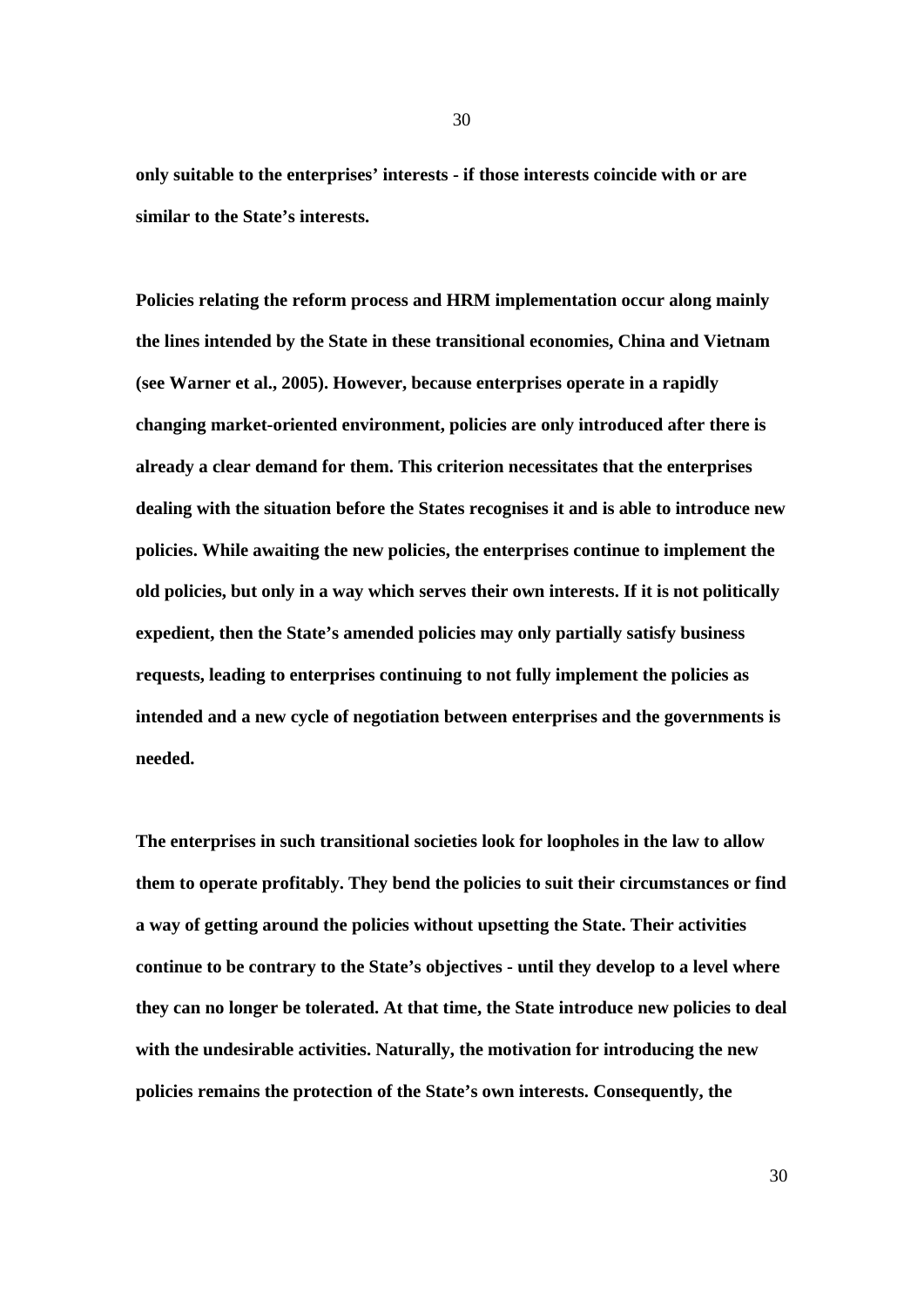**only suitable to the enterprises' interests - if those interests coincide with or are similar to the State's interests.**

**Policies relating the reform process and HRM implementation occur along mainly the lines intended by the State in these transitional economies, China and Vietnam (see Warner et al., 2005). However, because enterprises operate in a rapidly changing market-oriented environment, policies are only introduced after there is already a clear demand for them. This criterion necessitates that the enterprises dealing with the situation before the States recognises it and is able to introduce new policies. While awaiting the new policies, the enterprises continue to implement the old policies, but only in a way which serves their own interests. If it is not politically expedient, then the State's amended policies may only partially satisfy business requests, leading to enterprises continuing to not fully implement the policies as intended and a new cycle of negotiation between enterprises and the governments is needed.**

**The enterprises in such transitional societies look for loopholes in the law to allow them to operate profitably. They bend the policies to suit their circumstances or find a way of getting around the policies without upsetting the State. Their activities continue to be contrary to the State's objectives - until they develop to a level where they can no longer be tolerated. At that time, the State introduce new policies to deal with the undesirable activities. Naturally, the motivation for introducing the new policies remains the protection of the State's own interests. Consequently, the**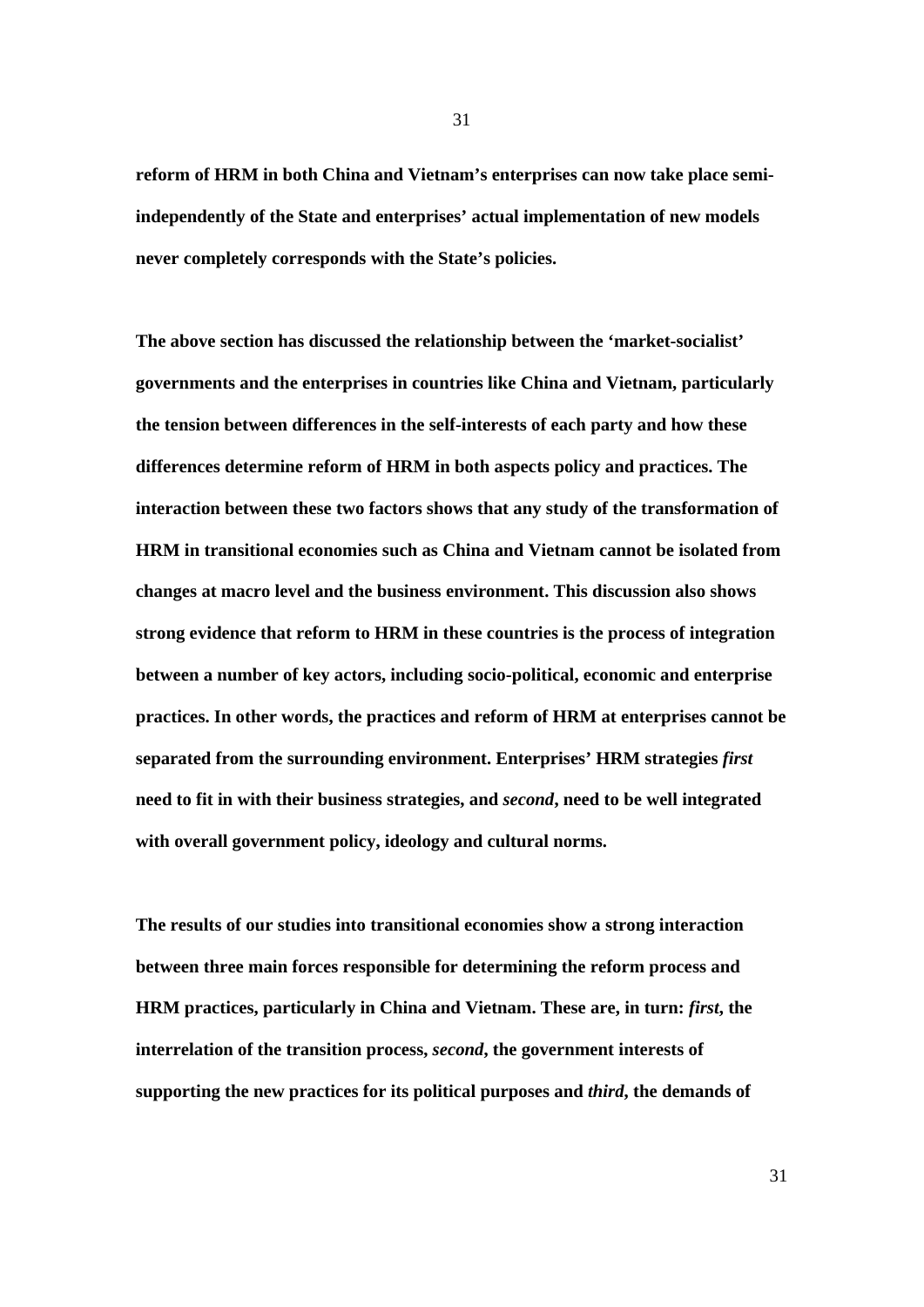**reform of HRM in both China and Vietnam's enterprises can now take place semi-independently of the State and enterprises' actual implementation of new models never completely corresponds with the State's policies.**

**The above section has discussed the relationship between the 'market-socialist' governments and the enterprises in countries like China and Vietnam, particularly the tension between differences in the self-interests of each party and how these differences determine reform of HRM in both aspects policy and practices. The interaction between these two factors shows that any study of the transformation of HRM in transitional economies such as China and Vietnam cannot be isolated from changes at macro level and the business environment. This discussion also shows strong evidence that reform to HRM in these countries is the process of integration between a number of key actors, including socio-political, economic and enterprise practices. In other words, the practices and reform of HRM at enterprises cannot be separated from the surrounding environment. Enterprises' HRM strategies *first* need to fit in with their business strategies, and *second*, need to be well integrated with overall government policy, ideology and cultural norms.**

**The results of our studies into transitional economies show a strong interaction between three main forces responsible for determining the reform process and HRM practices, particularly in China and Vietnam. These are, in turn: *first*, the interrelation of the transition process, *second*, the government interests of supporting the new practices for its political purposes and *third*, the demands of**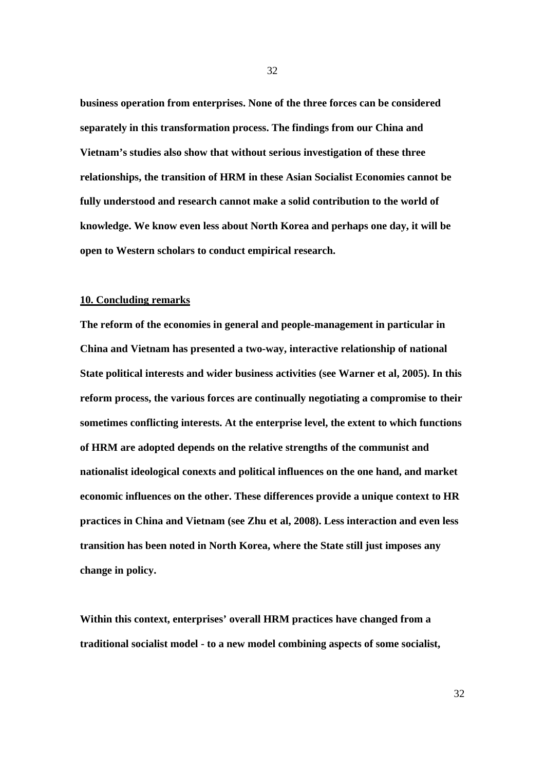**business operation from enterprises. None of the three forces can be considered separately in this transformation process. The findings from our China and Vietnam's studies also show that without serious investigation of these three relationships, the transition of HRM in these Asian Socialist Economies cannot be fully understood and research cannot make a solid contribution to the world of knowledge. We know even less about North Korea and perhaps one day, it will be open to Western scholars to conduct empirical research.**

## 10. Concluding remarks

**The reform of the economies in general and people-management in particular in China and Vietnam has presented a two-way, interactive relationship of national State political interests and wider business activities (see Warner et al, 2005). In this reform process, the various forces are continually negotiating a compromise to their sometimes conflicting interests. At the enterprise level, the extent to which functions of HRM are adopted depends on the relative strengths of the communist and nationalist ideological conexts and political influences on the one hand, and market economic influences on the other. These differences provide a unique context to HR practices in China and Vietnam (see Zhu et al, 2008). Less interaction and even less transition has been noted in North Korea, where the State still just imposes any change in policy.**

**Within this context, enterprises' overall HRM practices have changed from a traditional socialist model - to a new model combining aspects of some socialist,**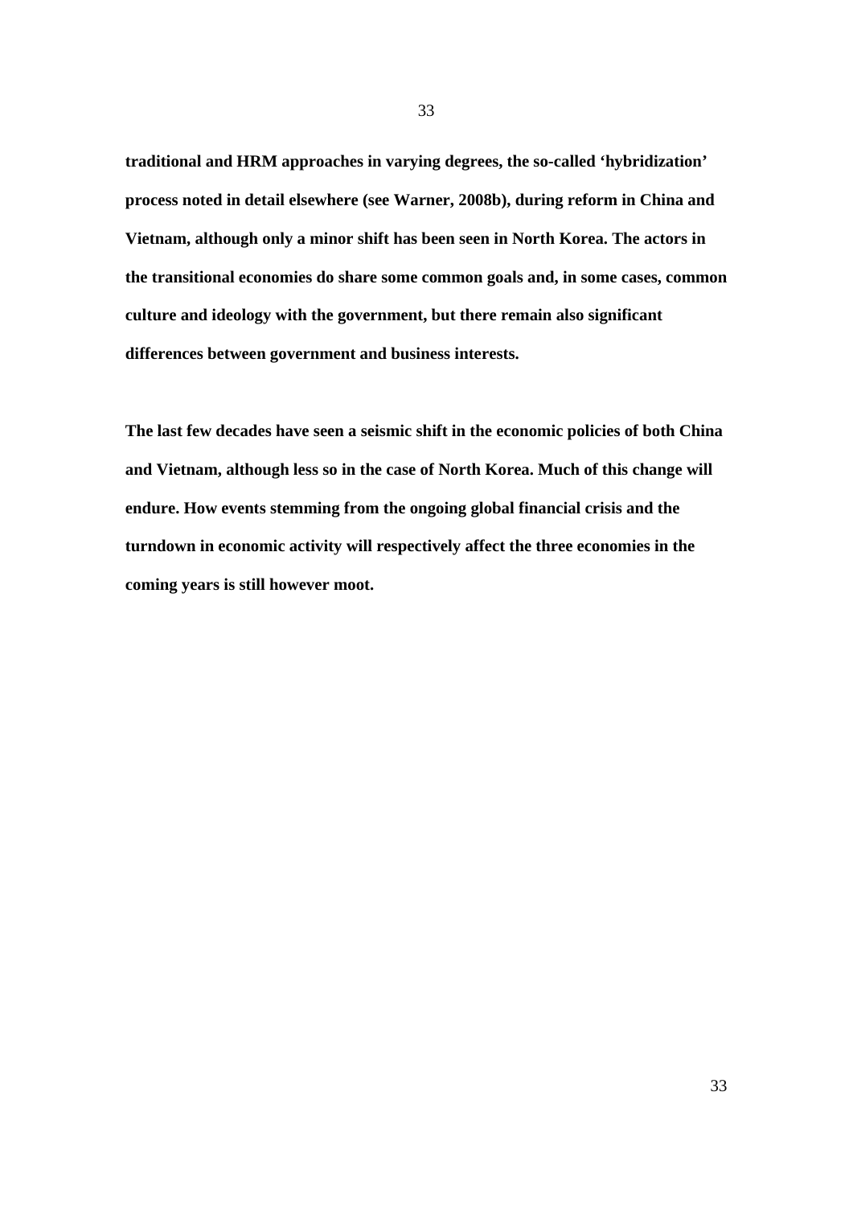**traditional and HRM approaches in varying degrees, the so-called 'hybridization' process noted in detail elsewhere (see Warner, 2008b), during reform in China and Vietnam, although only a minor shift has been seen in North Korea. The actors in the transitional economies do share some common goals and, in some cases, common culture and ideology with the government, but there remain also significant differences between government and business interests.**

**The last few decades have seen a seismic shift in the economic policies of both China and Vietnam, although less so in the case of North Korea. Much of this change will endure. How events stemming from the ongoing global financial crisis and the turndown in economic activity will respectively affect the three economies in the coming years is still however moot.**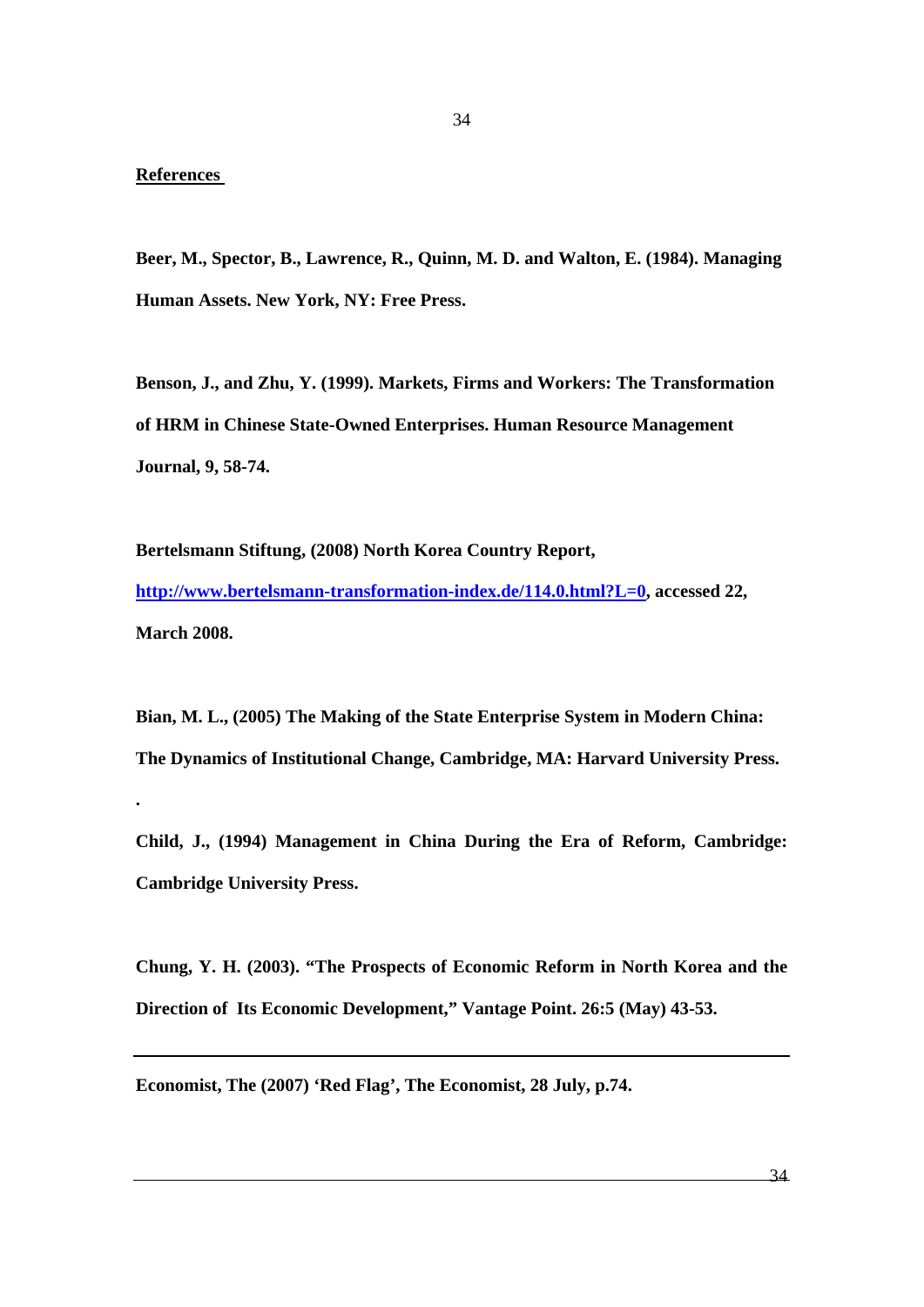**References**

**Beer, M., Spector, B., Lawrence, R., Quinn, M. D. and Walton, E. (1984). Managing Human Assets. New York, NY: Free Press.**

**Benson, J., and Zhu, Y. (1999). Markets, Firms and Workers: The Transformation of HRM in Chinese State-Owned Enterprises. Human Resource Management Journal, 9, 58-74.**

**Bertelsmann Stiftung, (2008) North Korea Country Report, http://www.bertelsmann-transformation-index.de/114.0.html?L=0, accessed 22, March 2008.**

**Bian, M. L., (2005) The Making of the State Enterprise System in Modern China: The Dynamics of Institutional Change, Cambridge, MA: Harvard University Press.**

**.**

**Child, J., (1994) Management in China During the Era of Reform, Cambridge: Cambridge University Press.**

**Chung, Y. H. (2003). "The Prospects of Economic Reform in North Korea and the Direction of Its Economic Development," Vantage Point. 26:5 (May) 43-53.**

**Economist, The (2007) 'Red Flag', The Economist, 28 July, p.74.**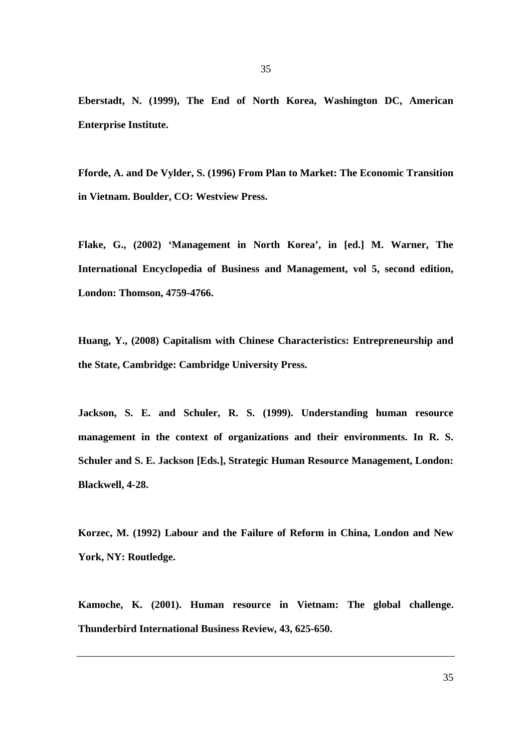**Eberstadt, N. (1999), The End of North Korea, Washington DC, American Enterprise Institute.**

**Fforde, A. and De Vylder, S. (1996) From Plan to Market: The Economic Transition in Vietnam. Boulder, CO: Westview Press.**

**Flake, G., (2002) 'Management in North Korea', in [ed.] M. Warner, The International Encyclopedia of Business and Management, vol 5, second edition, London: Thomson, 4759-4766.**

**Huang, Y., (2008) Capitalism with Chinese Characteristics: Entrepreneurship and the State, Cambridge: Cambridge University Press.**

**Jackson, S. E. and Schuler, R. S. (1999). Understanding human resource management in the context of organizations and their environments. In R. S. Schuler and S. E. Jackson [Eds.], Strategic Human Resource Management, London: Blackwell, 4-28.**

**Korzec, M. (1992) Labour and the Failure of Reform in China, London and New York, NY: Routledge.**

**Kamoche, K. (2001). Human resource in Vietnam: The global challenge. Thunderbird International Business Review, 43, 625-650.**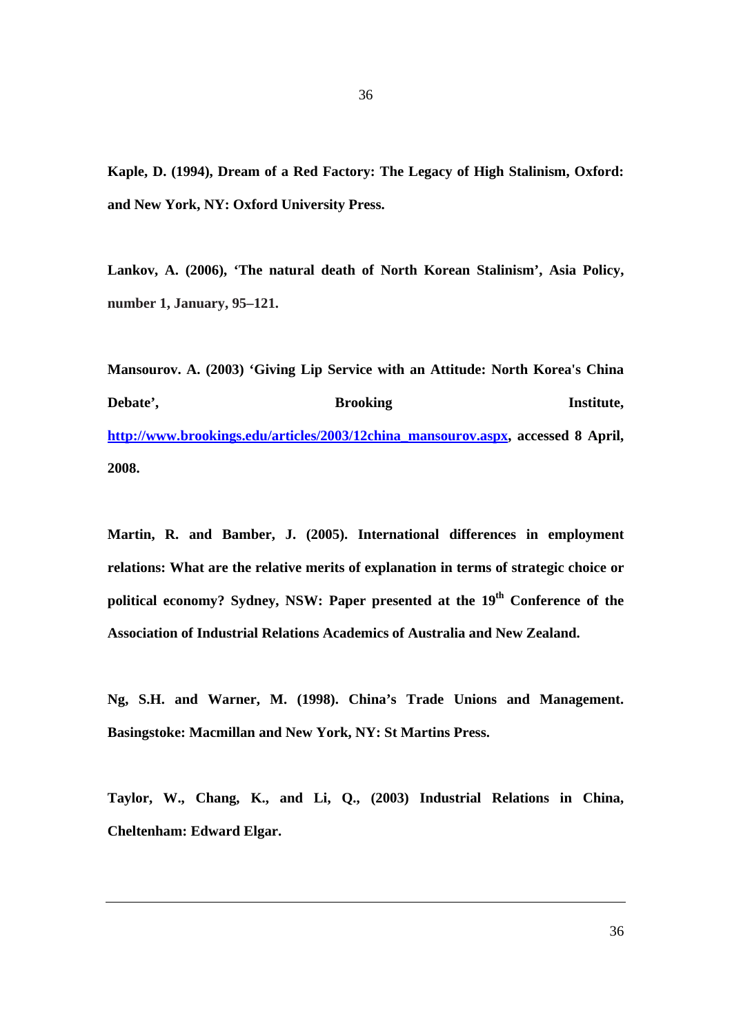**Kaple, D. (1994), Dream of a Red Factory: The Legacy of High Stalinism, Oxford: and New York, NY: Oxford University Press.**

**Lankov, A. (2006), 'The natural death of North Korean Stalinism', Asia Policy, number 1, January, 95–121.**

**Mansourov. A. (2003) 'Giving Lip Service with an Attitude: North Korea's China Debate', Brooking Institute, http://www.brookings.edu/articles/2003/12china_mansourov.aspx, accessed 8 April, 2008.**

**Martin, R. and Bamber, J. (2005). International differences in employment relations: What are the relative merits of explanation in terms of strategic choice or political economy? Sydney, NSW: Paper presented at the 19th Conference of the Association of Industrial Relations Academics of Australia and New Zealand.**

**Ng, S.H. and Warner, M. (1998). China's Trade Unions and Management. Basingstoke: Macmillan and New York, NY: St Martins Press.**

**Taylor, W., Chang, K., and Li, Q., (2003) Industrial Relations in China, Cheltenham: Edward Elgar.**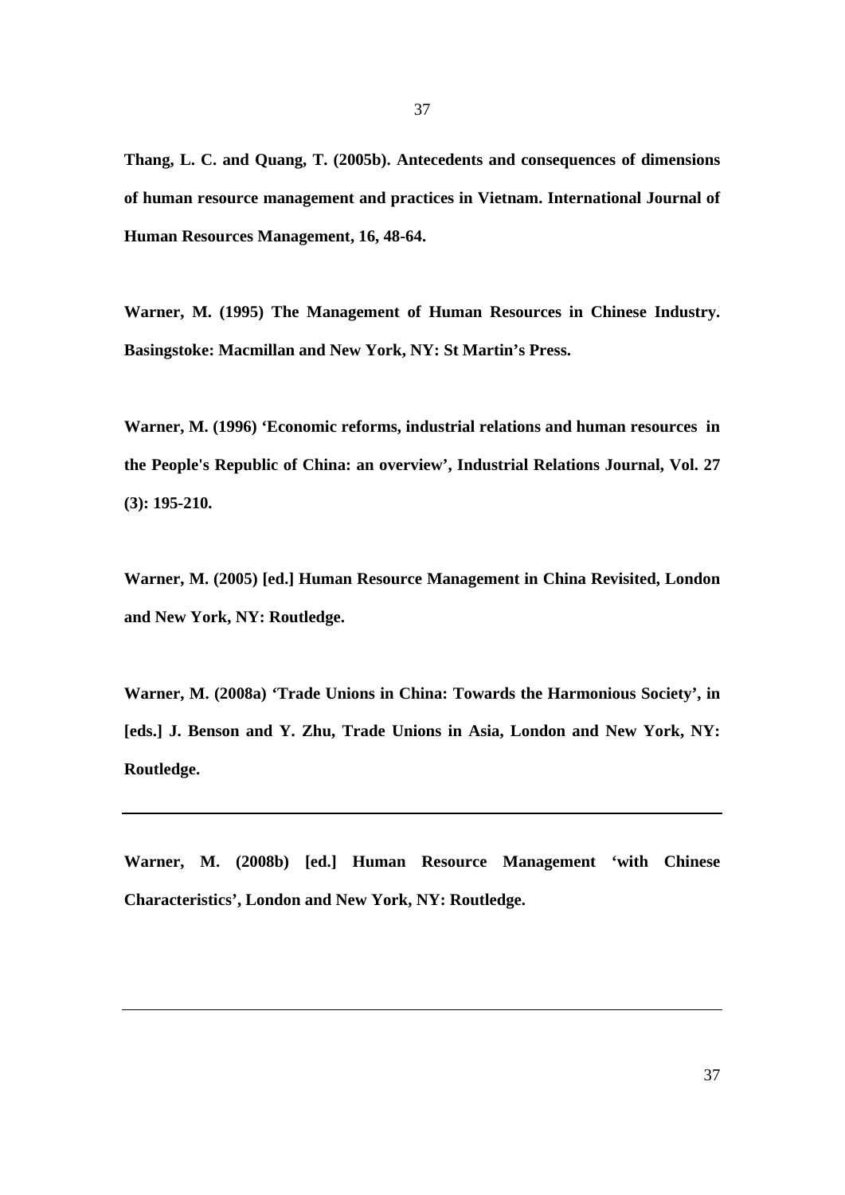**Thang, L. C. and Quang, T. (2005b). Antecedents and consequences of dimensions of human resource management and practices in Vietnam. International Journal of Human Resources Management, 16, 48-64.**

**Warner, M. (1995) The Management of Human Resources in Chinese Industry. Basingstoke: Macmillan and New York, NY: St Martin's Press.**

**Warner, M. (1996) 'Economic reforms, industrial relations and human resources in the People's Republic of China: an overview', Industrial Relations Journal, Vol. 27 (3): 195-210.**

**Warner, M. (2005) [ed.] Human Resource Management in China Revisited, London and New York, NY: Routledge.**

**Warner, M. (2008a) 'Trade Unions in China: Towards the Harmonious Society', in [eds.] J. Benson and Y. Zhu, Trade Unions in Asia, London and New York, NY: Routledge.**

---

**Warner, M. (2008b) [ed.] Human Resource Management 'with Chinese Characteristics', London and New York, NY: Routledge.**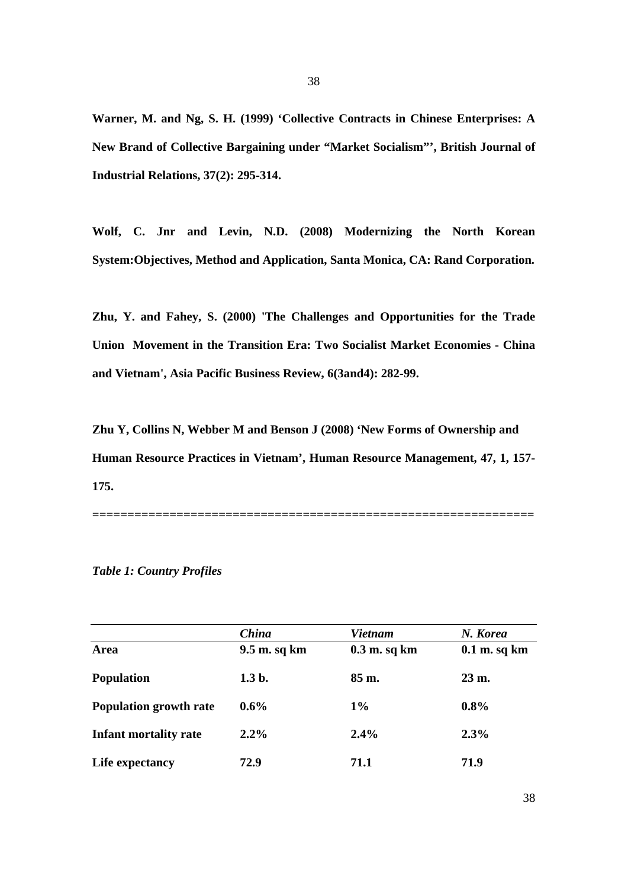**Warner, M. and Ng, S. H. (1999) 'Collective Contracts in Chinese Enterprises: A New Brand of Collective Bargaining under "Market Socialism"', British Journal of Industrial Relations, 37(2): 295-314.**

**Wolf, C. Jnr and Levin, N.D. (2008) Modernizing the North Korean System:Objectives, Method and Application, Santa Monica, CA: Rand Corporation.**

**Zhu, Y. and Fahey, S. (2000) 'The Challenges and Opportunities for the Trade Union Movement in the Transition Era: Two Socialist Market Economies - China and Vietnam', Asia Pacific Business Review, 6(3and4): 282-99.**

**Zhu Y, Collins N, Webber M and Benson J (2008) 'New Forms of Ownership and Human Resource Practices in Vietnam', Human Resource Management, 47, 1, 157-175.**

==============================================================

***Table 1: Country Profiles***

| | ***China*** | ***Vietnam*** | ***N. Korea*** |
|---|---|---|---|
| **Area** | **9.5 m. sq km** | **0.3 m. sq km** | **0.1 m. sq km** |
| **Population** | **1.3 b.** | **85 m.** | **23 m.** |
| **Population growth rate** | **0.6%** | **1%** | **0.8%** |
| **Infant mortality rate** | **2.2%** | **2.4%** | **2.3%** |
| **Life expectancy** | **72.9** | **71.1** | **71.9** |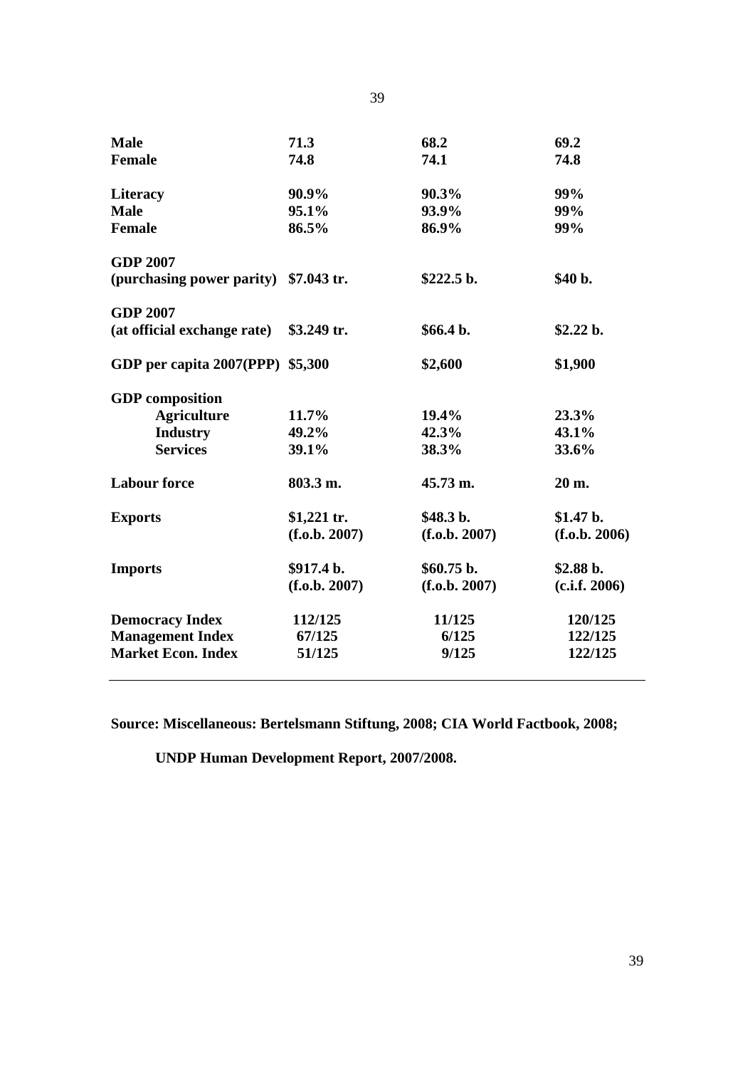| | | | |
|---|---|---|---|
| **Male** | **71.3** | **68.2** | **69.2** |
| **Female** | **74.8** | **74.1** | **74.8** |
| **Literacy** | **90.9%** | **90.3%** | **99%** |
| **Male** | **95.1%** | **93.9%** | **99%** |
| **Female** | **86.5%** | **86.9%** | **99%** |
| **GDP 2007 (purchasing power parity)** | **$7.043 tr.** | **$222.5 b.** | **$40 b.** |
| **GDP 2007 (at official exchange rate)** | **$3.249 tr.** | **$66.4 b.** | **$2.22 b.** |
| **GDP per capita 2007(PPP)** | **$5,300** | **$2,600** | **$1,900** |
| **GDP composition** | | | |
| **Agriculture** | **11.7%** | **19.4%** | **23.3%** |
| **Industry** | **49.2%** | **42.3%** | **43.1%** |
| **Services** | **39.1%** | **38.3%** | **33.6%** |
| **Labour force** | **803.3 m.** | **45.73 m.** | **20 m.** |
| **Exports** | **$1,221 tr. (f.o.b. 2007)** | **$48.3 b. (f.o.b. 2007)** | **$1.47 b. (f.o.b. 2006)** |
| **Imports** | **$917.4 b. (f.o.b. 2007)** | **$60.75 b. (f.o.b. 2007)** | **$2.88 b. (c.i.f. 2006)** |
| **Democracy Index** | **112/125** | **11/125** | **120/125** |
| **Management Index** | **67/125** | **6/125** | **122/125** |
| **Market Econ. Index** | **51/125** | **9/125** | **122/125** |

**Source: Miscellaneous: Bertelsmann Stiftung, 2008; CIA World Factbook, 2008; UNDP Human Development Report, 2007/2008.**